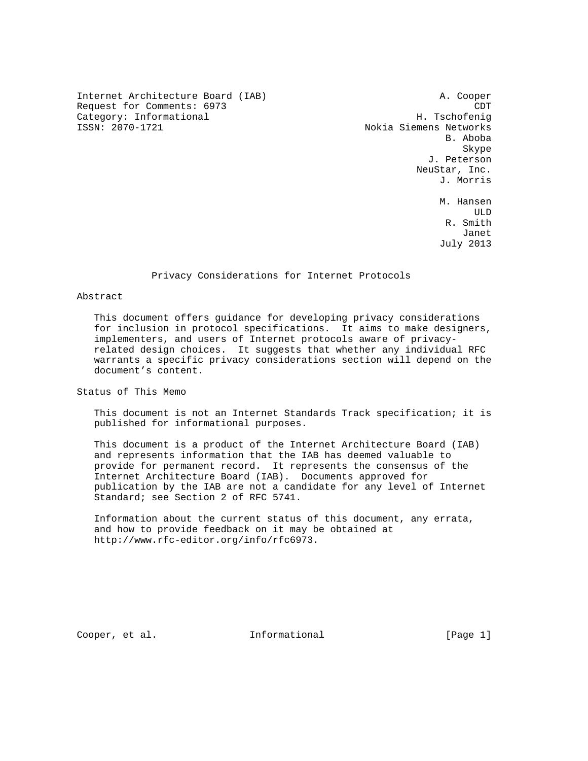Internet Architecture Board (IAB)  
Request for Comments: 6973  
Category: Informational  
ISSN: 2070-1721

A. Cooper  
CDT  
H. Tschofenig  
Nokia Siemens Networks  
B. Aboba  
Skype  
J. Peterson  
NeuStar, Inc.  
J. Morris

M. Hansen  
ULD  
R. Smith  
Janet  
July 2013

# Privacy Considerations for Internet Protocols

## Abstract

This document offers guidance for developing privacy considerations for inclusion in protocol specifications. It aims to make designers, implementers, and users of Internet protocols aware of privacy-related design choices. It suggests that whether any individual RFC warrants a specific privacy considerations section will depend on the document's content.

## Status of This Memo

This document is not an Internet Standards Track specification; it is published for informational purposes.

This document is a product of the Internet Architecture Board (IAB) and represents information that the IAB has deemed valuable to provide for permanent record. It represents the consensus of the Internet Architecture Board (IAB). Documents approved for publication by the IAB are not a candidate for any level of Internet Standard; see Section 2 of RFC 5741.

Information about the current status of this document, any errata, and how to provide feedback on it may be obtained at http://www.rfc-editor.org/info/rfc6973.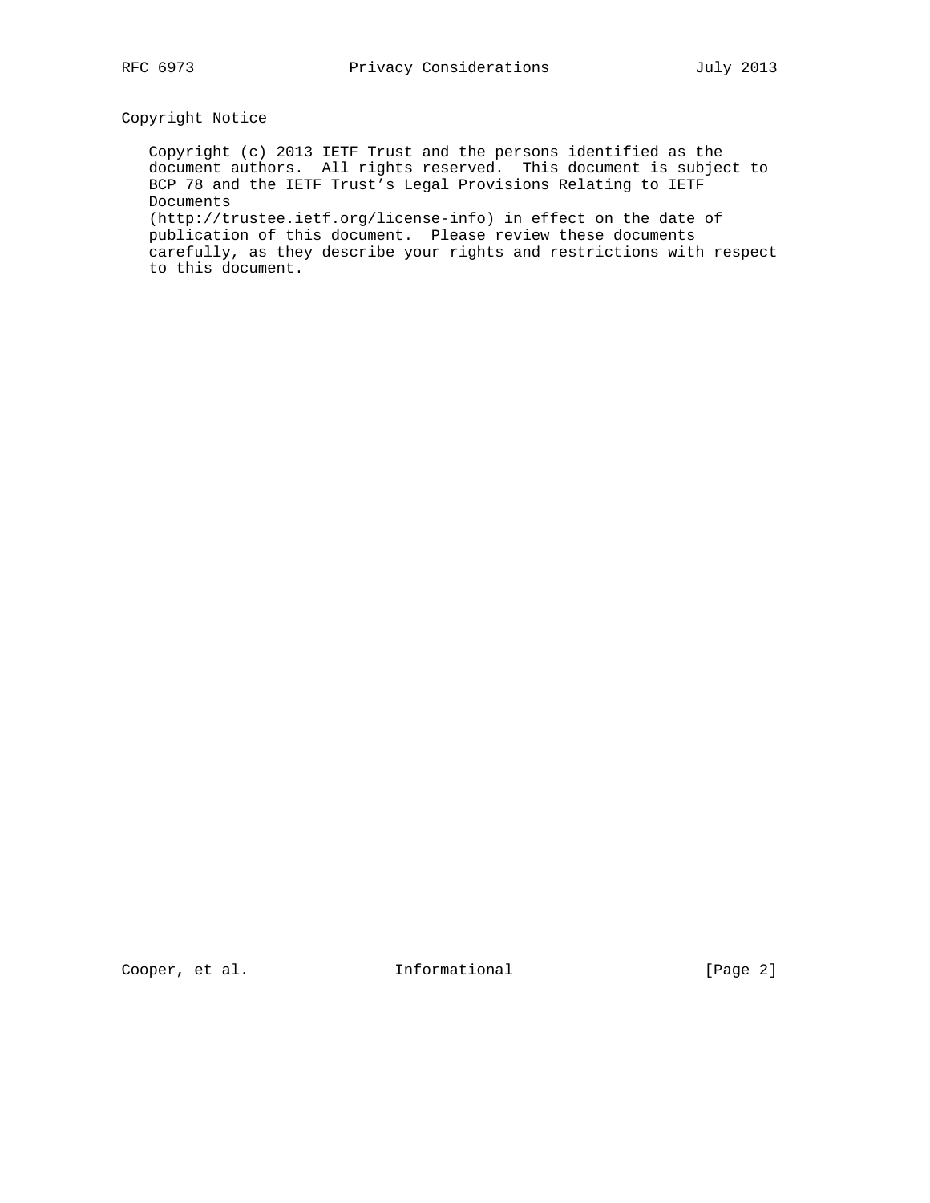## Copyright Notice

Copyright (c) 2013 IETF Trust and the persons identified as the document authors. All rights reserved. This document is subject to BCP 78 and the IETF Trust's Legal Provisions Relating to IETF Documents (http://trustee.ietf.org/license-info) in effect on the date of publication of this document. Please review these documents carefully, as they describe your rights and restrictions with respect to this document.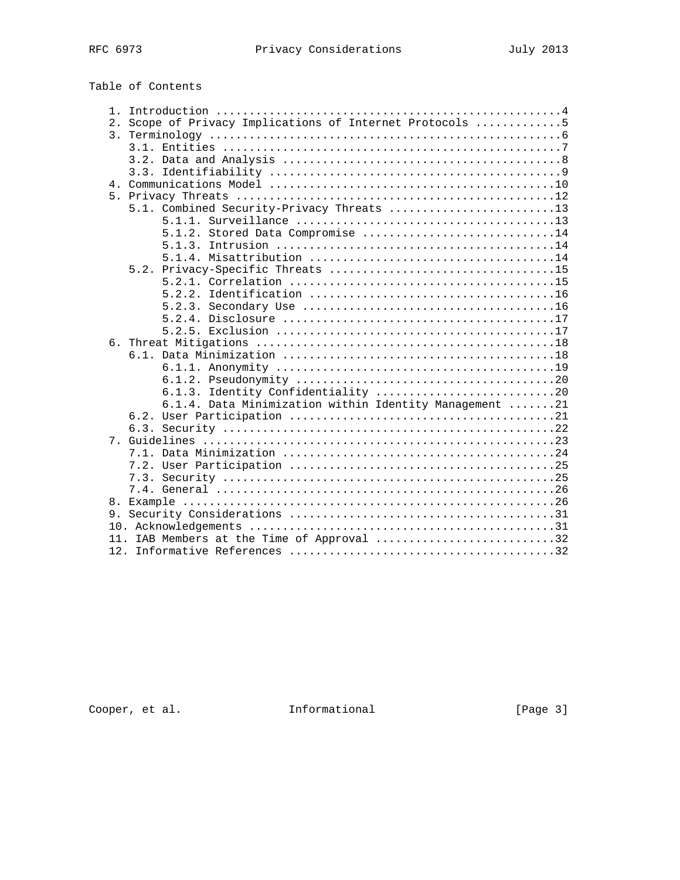## Table of Contents

```
   1. Introduction ....................................................4
   2. Scope of Privacy Implications of Internet Protocols .............5
   3. Terminology .....................................................6
      3.1. Entities ...................................................7
      3.2. Data and Analysis ..........................................8
      3.3. Identifiability ............................................9
   4. Communications Model ...........................................10
   5. Privacy Threats ................................................12
      5.1. Combined Security-Privacy Threats .........................13
           5.1.1. Surveillance .......................................13
           5.1.2. Stored Data Compromise .............................14
           5.1.3. Intrusion ..........................................14
           5.1.4. Misattribution .....................................14
      5.2. Privacy-Specific Threats ..................................15
           5.2.1. Correlation ........................................15
           5.2.2. Identification .....................................16
           5.2.3. Secondary Use ......................................16
           5.2.4. Disclosure .........................................17
           5.2.5. Exclusion ..........................................17
   6. Threat Mitigations .............................................18
      6.1. Data Minimization .........................................18
           6.1.1. Anonymity ..........................................19
           6.1.2. Pseudonymity .......................................20
           6.1.3. Identity Confidentiality ...........................20
           6.1.4. Data Minimization within Identity Management .......21
      6.2. User Participation ........................................21
      6.3. Security ..................................................22
   7. Guidelines .....................................................23
      7.1. Data Minimization .........................................24
      7.2. User Participation ........................................25
      7.3. Security ..................................................25
      7.4. General ...................................................26
   8. Example ........................................................26
   9. Security Considerations ........................................31
   10. Acknowledgements ..............................................31
   11. IAB Members at the Time of Approval ...........................32
   12. Informative References ........................................32
```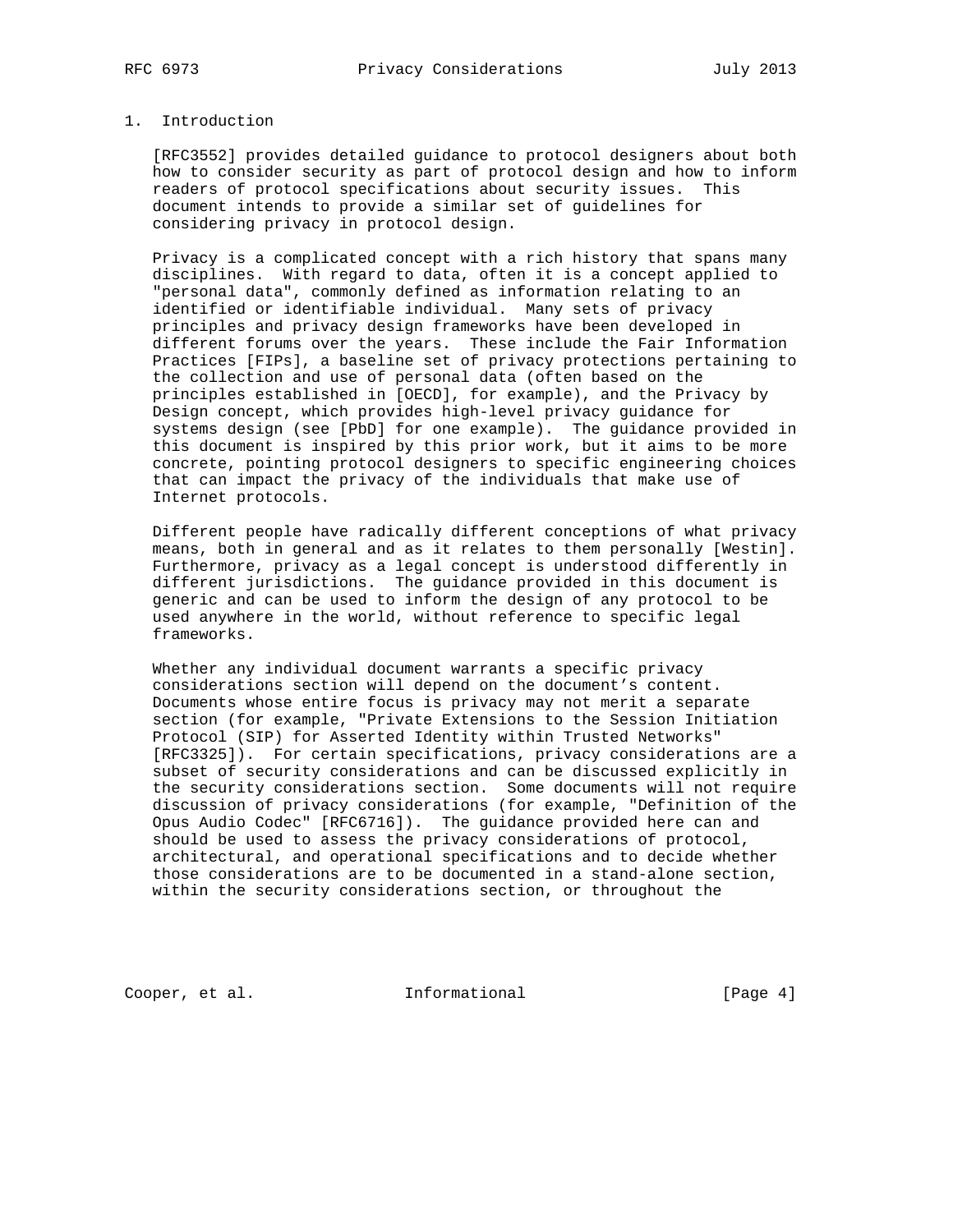# 1. Introduction

[RFC3552] provides detailed guidance to protocol designers about both how to consider security as part of protocol design and how to inform readers of protocol specifications about security issues. This document intends to provide a similar set of guidelines for considering privacy in protocol design.

Privacy is a complicated concept with a rich history that spans many disciplines. With regard to data, often it is a concept applied to "personal data", commonly defined as information relating to an identified or identifiable individual. Many sets of privacy principles and privacy design frameworks have been developed in different forums over the years. These include the Fair Information Practices [FIPs], a baseline set of privacy protections pertaining to the collection and use of personal data (often based on the principles established in [OECD], for example), and the Privacy by Design concept, which provides high-level privacy guidance for systems design (see [PbD] for one example). The guidance provided in this document is inspired by this prior work, but it aims to be more concrete, pointing protocol designers to specific engineering choices that can impact the privacy of the individuals that make use of Internet protocols.

Different people have radically different conceptions of what privacy means, both in general and as it relates to them personally [Westin]. Furthermore, privacy as a legal concept is understood differently in different jurisdictions. The guidance provided in this document is generic and can be used to inform the design of any protocol to be used anywhere in the world, without reference to specific legal frameworks.

Whether any individual document warrants a specific privacy considerations section will depend on the document's content. Documents whose entire focus is privacy may not merit a separate section (for example, "Private Extensions to the Session Initiation Protocol (SIP) for Asserted Identity within Trusted Networks" [RFC3325]). For certain specifications, privacy considerations are a subset of security considerations and can be discussed explicitly in the security considerations section. Some documents will not require discussion of privacy considerations (for example, "Definition of the Opus Audio Codec" [RFC6716]). The guidance provided here can and should be used to assess the privacy considerations of protocol, architectural, and operational specifications and to decide whether those considerations are to be documented in a stand-alone section, within the security considerations section, or throughout the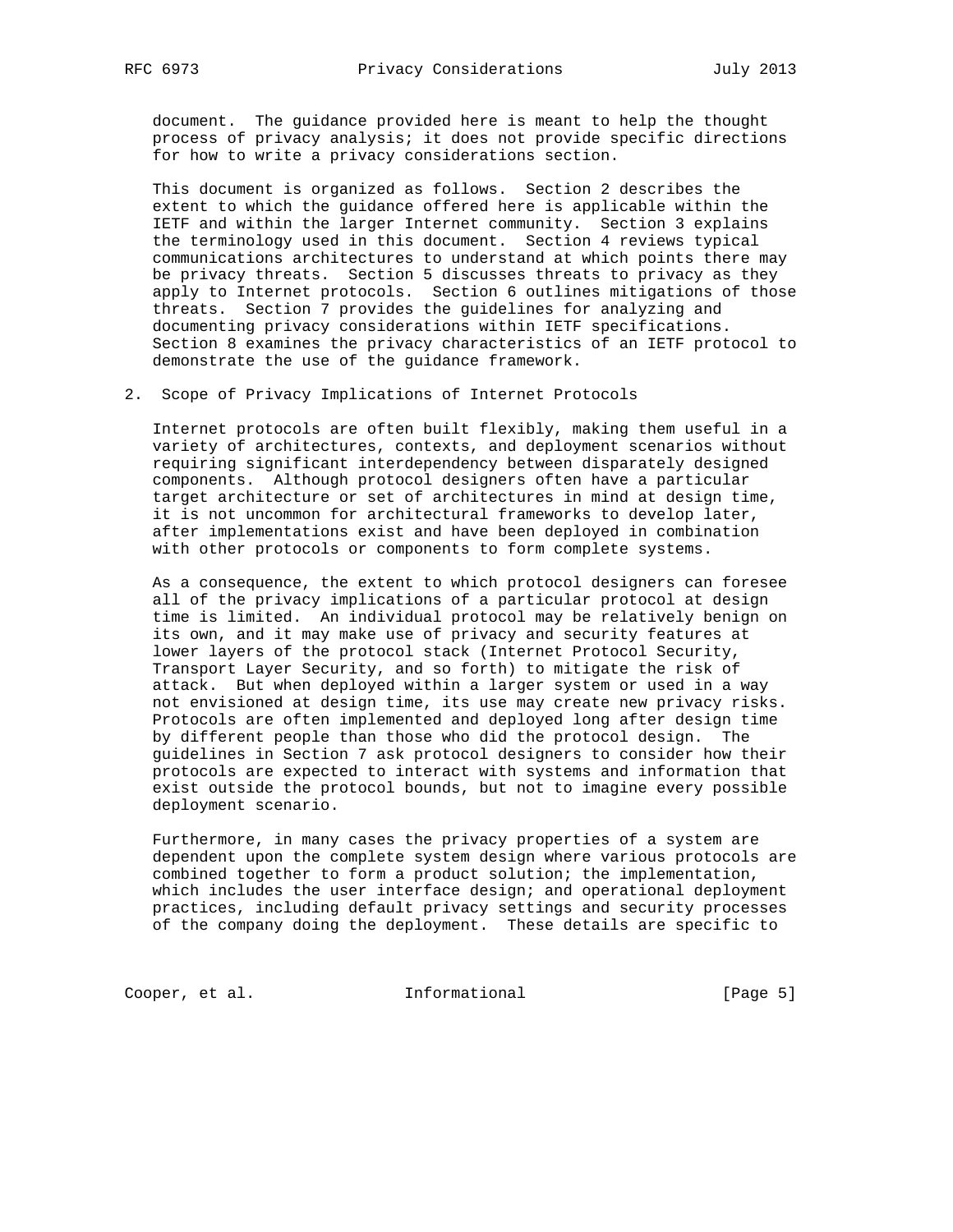document. The guidance provided here is meant to help the thought process of privacy analysis; it does not provide specific directions for how to write a privacy considerations section.

This document is organized as follows. Section 2 describes the extent to which the guidance offered here is applicable within the IETF and within the larger Internet community. Section 3 explains the terminology used in this document. Section 4 reviews typical communications architectures to understand at which points there may be privacy threats. Section 5 discusses threats to privacy as they apply to Internet protocols. Section 6 outlines mitigations of those threats. Section 7 provides the guidelines for analyzing and documenting privacy considerations within IETF specifications. Section 8 examines the privacy characteristics of an IETF protocol to demonstrate the use of the guidance framework.

## 2. Scope of Privacy Implications of Internet Protocols

Internet protocols are often built flexibly, making them useful in a variety of architectures, contexts, and deployment scenarios without requiring significant interdependency between disparately designed components. Although protocol designers often have a particular target architecture or set of architectures in mind at design time, it is not uncommon for architectural frameworks to develop later, after implementations exist and have been deployed in combination with other protocols or components to form complete systems.

As a consequence, the extent to which protocol designers can foresee all of the privacy implications of a particular protocol at design time is limited. An individual protocol may be relatively benign on its own, and it may make use of privacy and security features at lower layers of the protocol stack (Internet Protocol Security, Transport Layer Security, and so forth) to mitigate the risk of attack. But when deployed within a larger system or used in a way not envisioned at design time, its use may create new privacy risks. Protocols are often implemented and deployed long after design time by different people than those who did the protocol design. The guidelines in Section 7 ask protocol designers to consider how their protocols are expected to interact with systems and information that exist outside the protocol bounds, but not to imagine every possible deployment scenario.

Furthermore, in many cases the privacy properties of a system are dependent upon the complete system design where various protocols are combined together to form a product solution; the implementation, which includes the user interface design; and operational deployment practices, including default privacy settings and security processes of the company doing the deployment. These details are specific to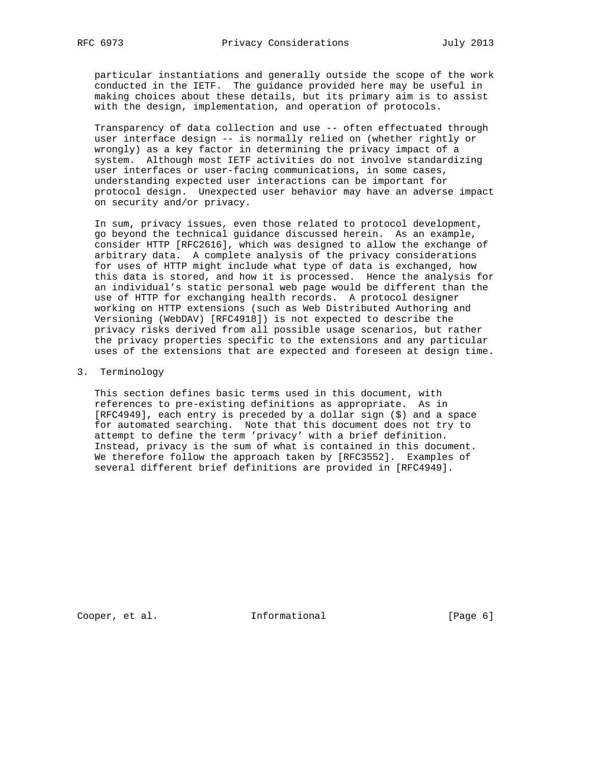particular instantiations and generally outside the scope of the work conducted in the IETF. The guidance provided here may be useful in making choices about these details, but its primary aim is to assist with the design, implementation, and operation of protocols.

Transparency of data collection and use -- often effectuated through user interface design -- is normally relied on (whether rightly or wrongly) as a key factor in determining the privacy impact of a system. Although most IETF activities do not involve standardizing user interfaces or user-facing communications, in some cases, understanding expected user interactions can be important for protocol design. Unexpected user behavior may have an adverse impact on security and/or privacy.

In sum, privacy issues, even those related to protocol development, go beyond the technical guidance discussed herein. As an example, consider HTTP [RFC2616], which was designed to allow the exchange of arbitrary data. A complete analysis of the privacy considerations for uses of HTTP might include what type of data is exchanged, how this data is stored, and how it is processed. Hence the analysis for an individual's static personal web page would be different than the use of HTTP for exchanging health records. A protocol designer working on HTTP extensions (such as Web Distributed Authoring and Versioning (WebDAV) [RFC4918]) is not expected to describe the privacy risks derived from all possible usage scenarios, but rather the privacy properties specific to the extensions and any particular uses of the extensions that are expected and foreseen at design time.

## 3. Terminology

This section defines basic terms used in this document, with references to pre-existing definitions as appropriate. As in [RFC4949], each entry is preceded by a dollar sign ($) and a space for automated searching. Note that this document does not try to attempt to define the term 'privacy' with a brief definition. Instead, privacy is the sum of what is contained in this document. We therefore follow the approach taken by [RFC3552]. Examples of several different brief definitions are provided in [RFC4949].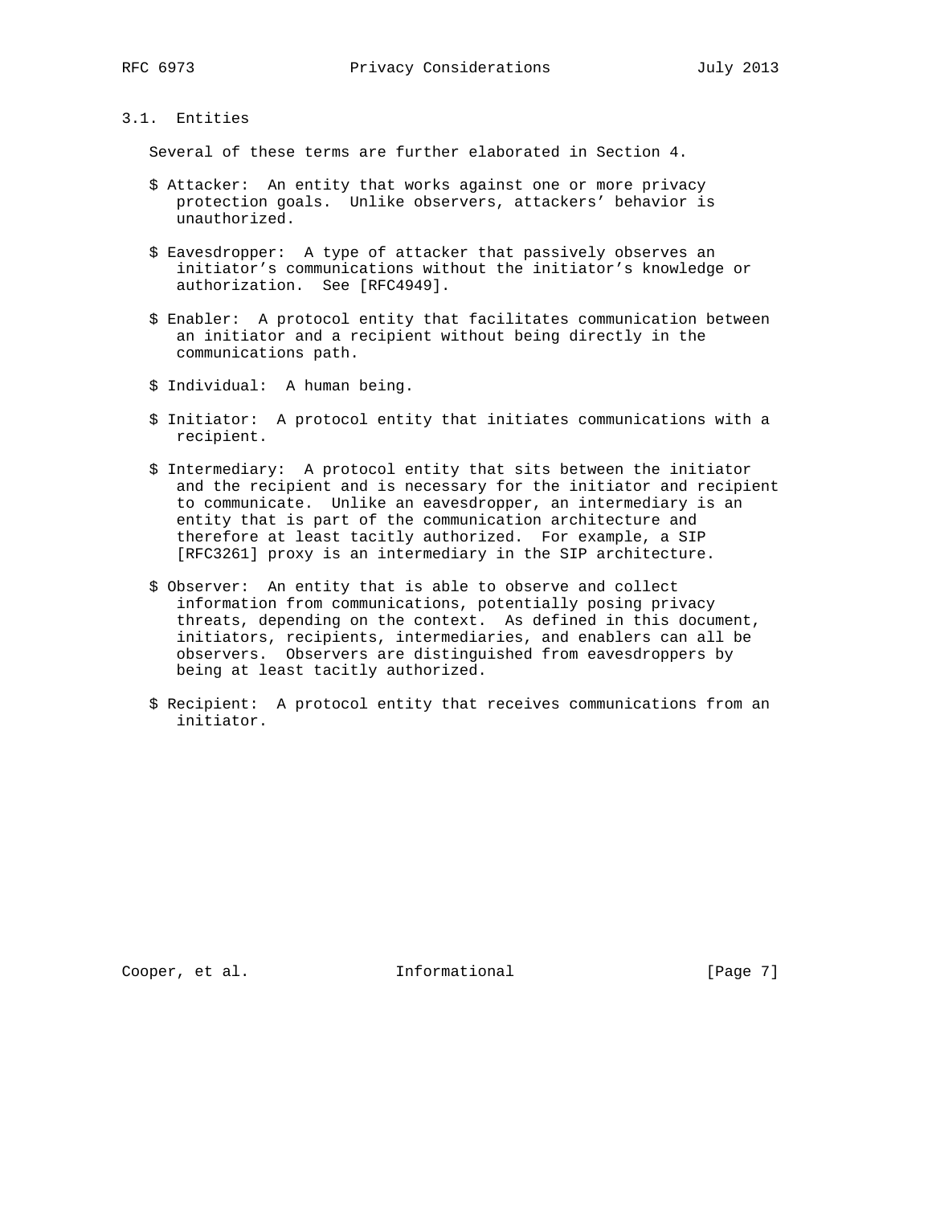### 3.1. Entities

Several of these terms are further elaborated in Section 4.

$ Attacker: An entity that works against one or more privacy protection goals. Unlike observers, attackers' behavior is unauthorized.

$ Eavesdropper: A type of attacker that passively observes an initiator's communications without the initiator's knowledge or authorization. See [RFC4949].

$ Enabler: A protocol entity that facilitates communication between an initiator and a recipient without being directly in the communications path.

$ Individual: A human being.

$ Initiator: A protocol entity that initiates communications with a recipient.

$ Intermediary: A protocol entity that sits between the initiator and the recipient and is necessary for the initiator and recipient to communicate. Unlike an eavesdropper, an intermediary is an entity that is part of the communication architecture and therefore at least tacitly authorized. For example, a SIP [RFC3261] proxy is an intermediary in the SIP architecture.

$ Observer: An entity that is able to observe and collect information from communications, potentially posing privacy threats, depending on the context. As defined in this document, initiators, recipients, intermediaries, and enablers can all be observers. Observers are distinguished from eavesdroppers by being at least tacitly authorized.

$ Recipient: A protocol entity that receives communications from an initiator.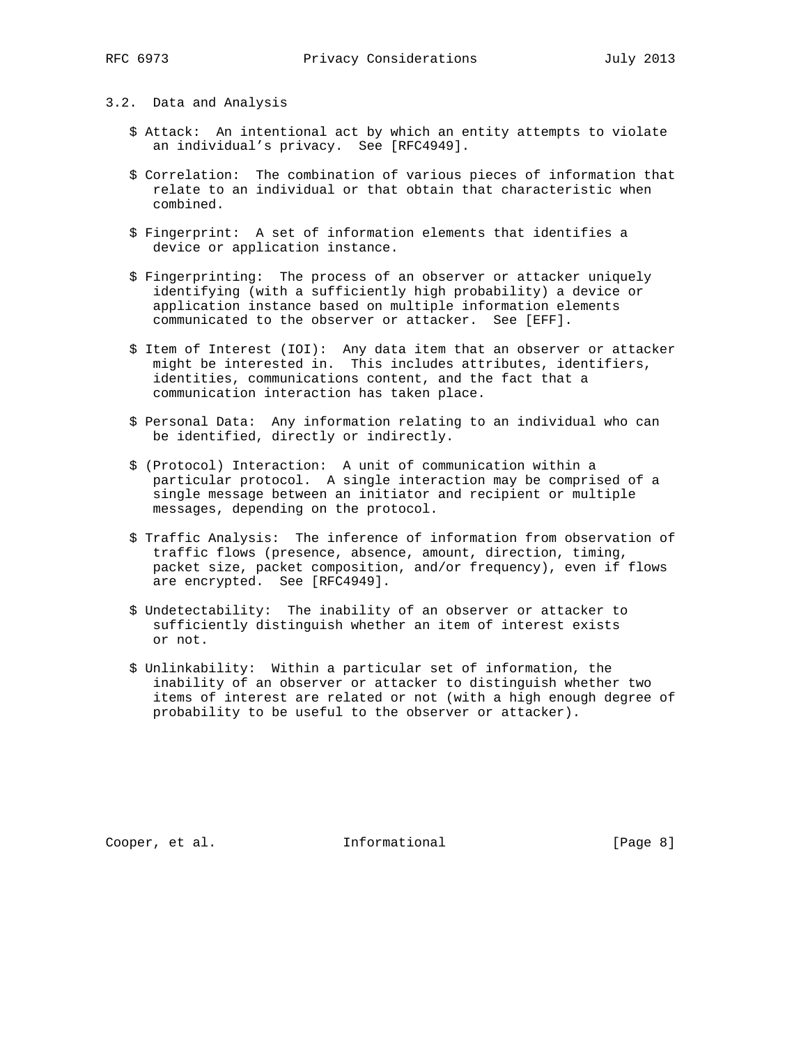### 3.2. Data and Analysis

$ Attack: An intentional act by which an entity attempts to violate an individual's privacy. See [RFC4949].

$ Correlation: The combination of various pieces of information that relate to an individual or that obtain that characteristic when combined.

$ Fingerprint: A set of information elements that identifies a device or application instance.

$ Fingerprinting: The process of an observer or attacker uniquely identifying (with a sufficiently high probability) a device or application instance based on multiple information elements communicated to the observer or attacker. See [EFF].

$ Item of Interest (IOI): Any data item that an observer or attacker might be interested in. This includes attributes, identifiers, identities, communications content, and the fact that a communication interaction has taken place.

$ Personal Data: Any information relating to an individual who can be identified, directly or indirectly.

$ (Protocol) Interaction: A unit of communication within a particular protocol. A single interaction may be comprised of a single message between an initiator and recipient or multiple messages, depending on the protocol.

$ Traffic Analysis: The inference of information from observation of traffic flows (presence, absence, amount, direction, timing, packet size, packet composition, and/or frequency), even if flows are encrypted. See [RFC4949].

$ Undetectability: The inability of an observer or attacker to sufficiently distinguish whether an item of interest exists or not.

$ Unlinkability: Within a particular set of information, the inability of an observer or attacker to distinguish whether two items of interest are related or not (with a high enough degree of probability to be useful to the observer or attacker).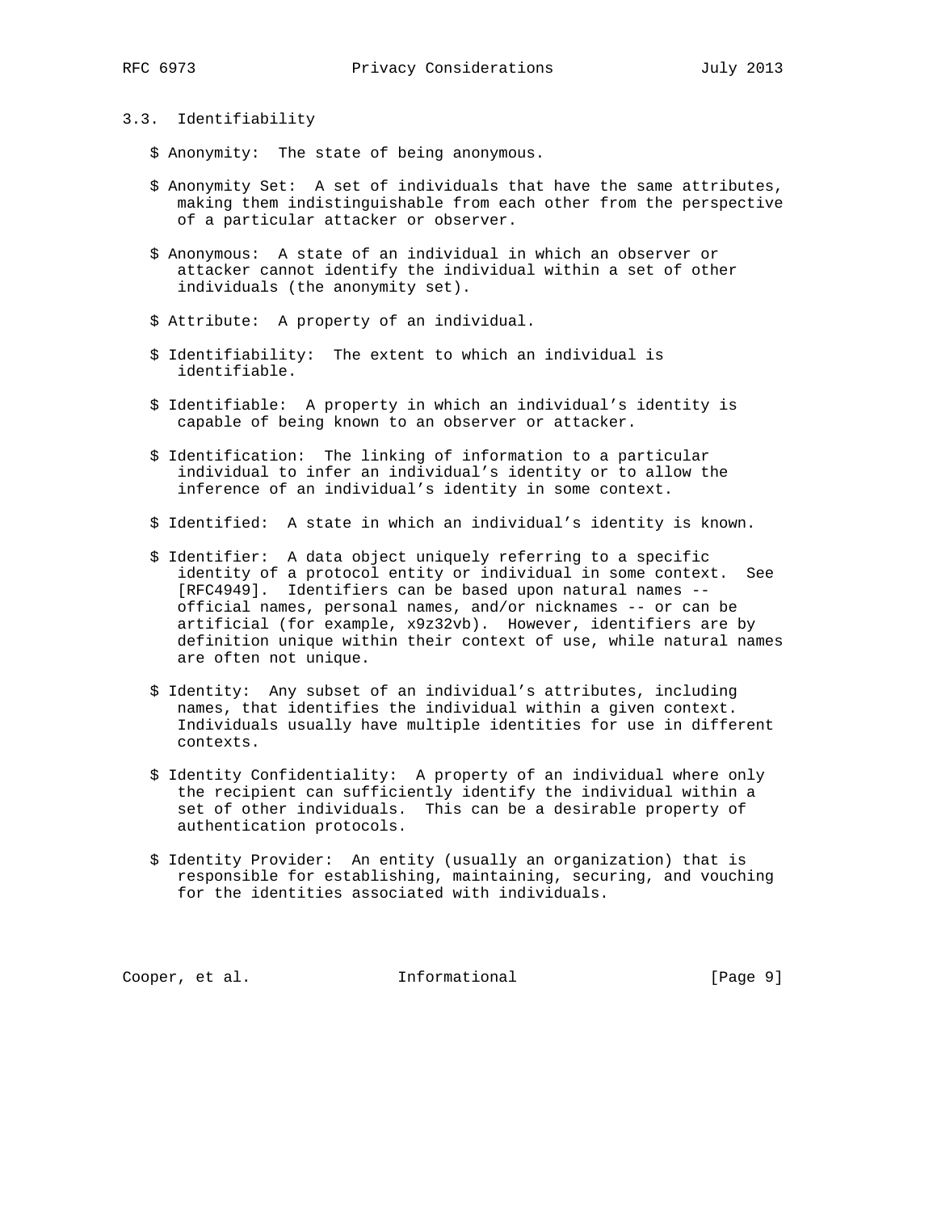### 3.3. Identifiability

$ Anonymity: The state of being anonymous.

$ Anonymity Set: A set of individuals that have the same attributes, making them indistinguishable from each other from the perspective of a particular attacker or observer.

$ Anonymous: A state of an individual in which an observer or attacker cannot identify the individual within a set of other individuals (the anonymity set).

$ Attribute: A property of an individual.

$ Identifiability: The extent to which an individual is identifiable.

$ Identifiable: A property in which an individual's identity is capable of being known to an observer or attacker.

$ Identification: The linking of information to a particular individual to infer an individual's identity or to allow the inference of an individual's identity in some context.

$ Identified: A state in which an individual's identity is known.

$ Identifier: A data object uniquely referring to a specific identity of a protocol entity or individual in some context. See [RFC4949]. Identifiers can be based upon natural names -- official names, personal names, and/or nicknames -- or can be artificial (for example, x9z32vb). However, identifiers are by definition unique within their context of use, while natural names are often not unique.

$ Identity: Any subset of an individual's attributes, including names, that identifies the individual within a given context. Individuals usually have multiple identities for use in different contexts.

$ Identity Confidentiality: A property of an individual where only the recipient can sufficiently identify the individual within a set of other individuals. This can be a desirable property of authentication protocols.

$ Identity Provider: An entity (usually an organization) that is responsible for establishing, maintaining, securing, and vouching for the identities associated with individuals.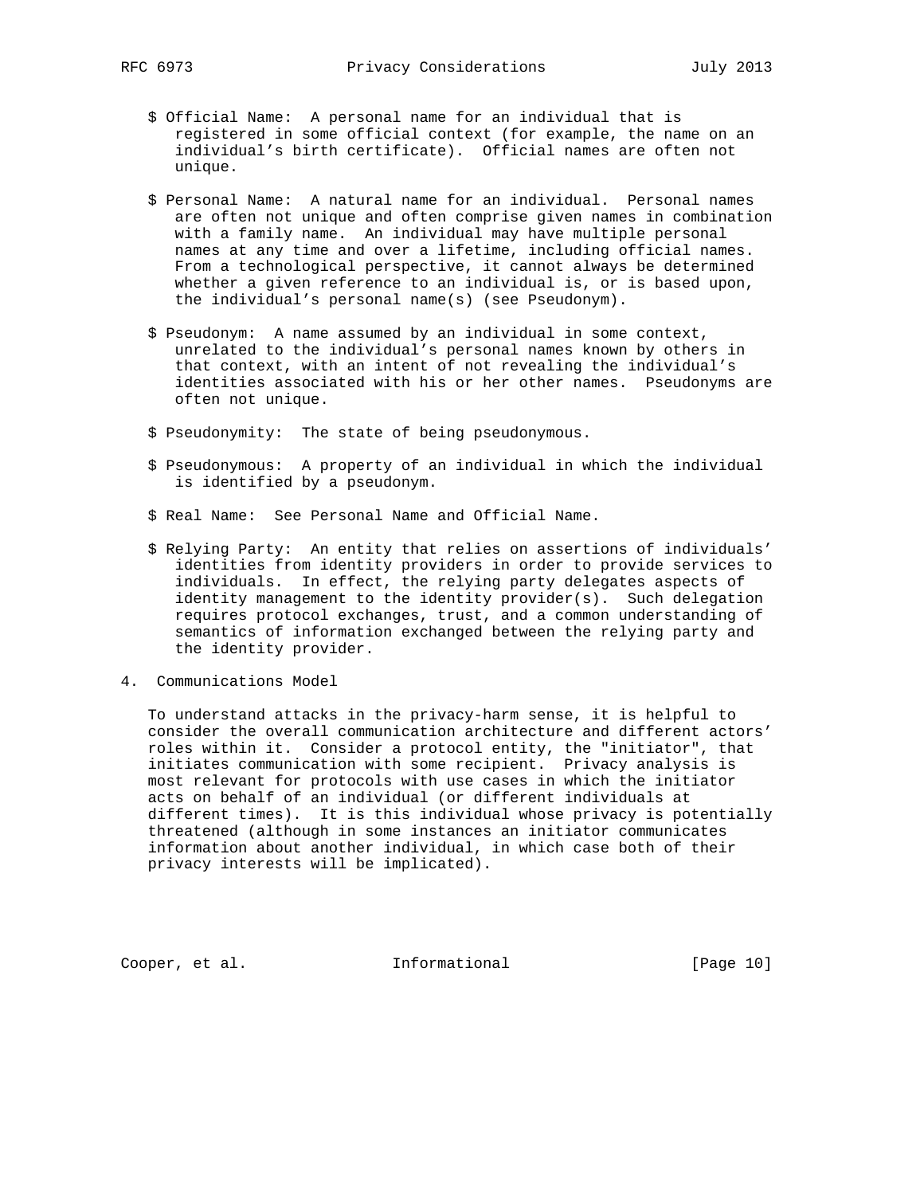$ Official Name: A personal name for an individual that is registered in some official context (for example, the name on an individual's birth certificate). Official names are often not unique.

$ Personal Name: A natural name for an individual. Personal names are often not unique and often comprise given names in combination with a family name. An individual may have multiple personal names at any time and over a lifetime, including official names. From a technological perspective, it cannot always be determined whether a given reference to an individual is, or is based upon, the individual's personal name(s) (see Pseudonym).

$ Pseudonym: A name assumed by an individual in some context, unrelated to the individual's personal names known by others in that context, with an intent of not revealing the individual's identities associated with his or her other names. Pseudonyms are often not unique.

$ Pseudonymity: The state of being pseudonymous.

$ Pseudonymous: A property of an individual in which the individual is identified by a pseudonym.

$ Real Name: See Personal Name and Official Name.

$ Relying Party: An entity that relies on assertions of individuals' identities from identity providers in order to provide services to individuals. In effect, the relying party delegates aspects of identity management to the identity provider(s). Such delegation requires protocol exchanges, trust, and a common understanding of semantics of information exchanged between the relying party and the identity provider.

## 4. Communications Model

To understand attacks in the privacy-harm sense, it is helpful to consider the overall communication architecture and different actors' roles within it. Consider a protocol entity, the "initiator", that initiates communication with some recipient. Privacy analysis is most relevant for protocols with use cases in which the initiator acts on behalf of an individual (or different individuals at different times). It is this individual whose privacy is potentially threatened (although in some instances an initiator communicates information about another individual, in which case both of their privacy interests will be implicated).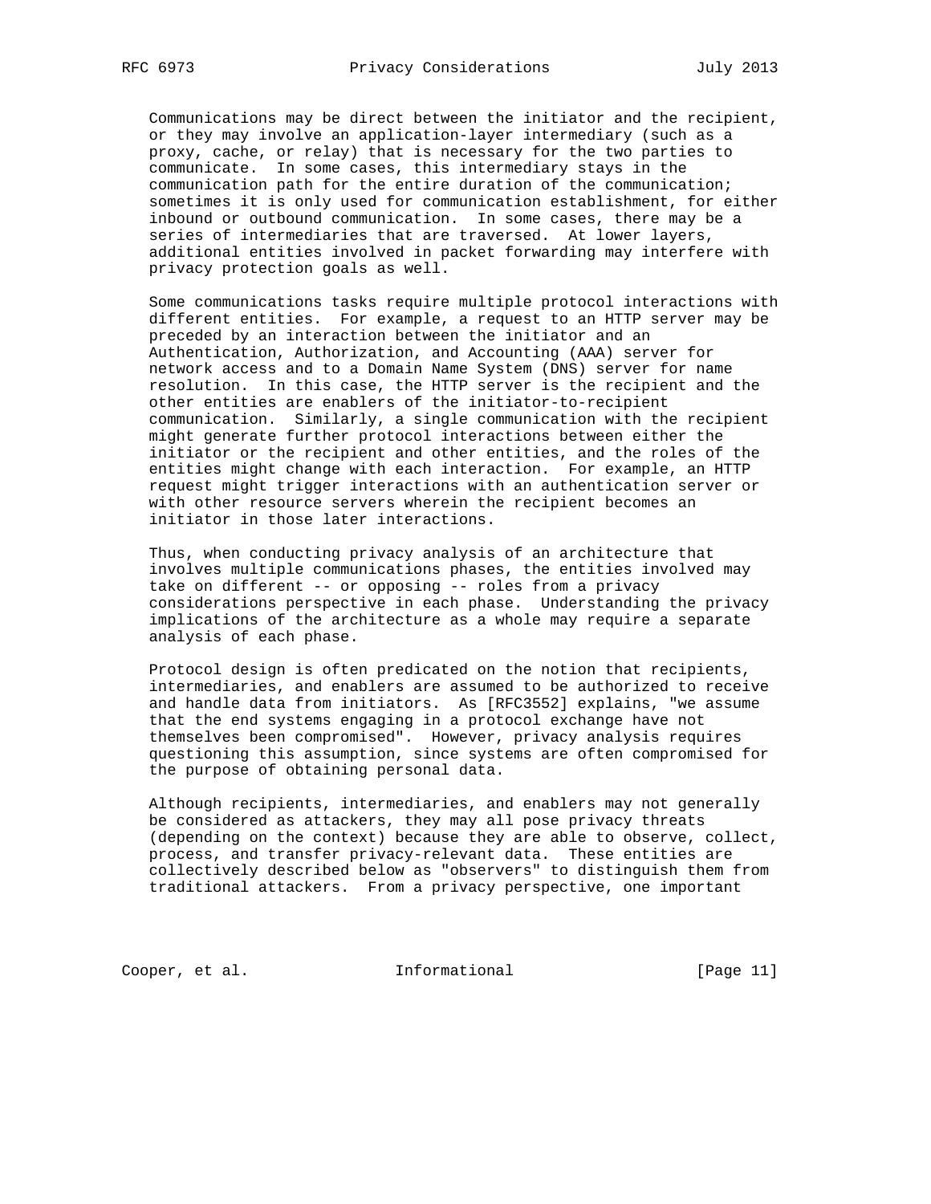Communications may be direct between the initiator and the recipient, or they may involve an application-layer intermediary (such as a proxy, cache, or relay) that is necessary for the two parties to communicate. In some cases, this intermediary stays in the communication path for the entire duration of the communication; sometimes it is only used for communication establishment, for either inbound or outbound communication. In some cases, there may be a series of intermediaries that are traversed. At lower layers, additional entities involved in packet forwarding may interfere with privacy protection goals as well.

Some communications tasks require multiple protocol interactions with different entities. For example, a request to an HTTP server may be preceded by an interaction between the initiator and an Authentication, Authorization, and Accounting (AAA) server for network access and to a Domain Name System (DNS) server for name resolution. In this case, the HTTP server is the recipient and the other entities are enablers of the initiator-to-recipient communication. Similarly, a single communication with the recipient might generate further protocol interactions between either the initiator or the recipient and other entities, and the roles of the entities might change with each interaction. For example, an HTTP request might trigger interactions with an authentication server or with other resource servers wherein the recipient becomes an initiator in those later interactions.

Thus, when conducting privacy analysis of an architecture that involves multiple communications phases, the entities involved may take on different -- or opposing -- roles from a privacy considerations perspective in each phase. Understanding the privacy implications of the architecture as a whole may require a separate analysis of each phase.

Protocol design is often predicated on the notion that recipients, intermediaries, and enablers are assumed to be authorized to receive and handle data from initiators. As [RFC3552] explains, "we assume that the end systems engaging in a protocol exchange have not themselves been compromised". However, privacy analysis requires questioning this assumption, since systems are often compromised for the purpose of obtaining personal data.

Although recipients, intermediaries, and enablers may not generally be considered as attackers, they may all pose privacy threats (depending on the context) because they are able to observe, collect, process, and transfer privacy-relevant data. These entities are collectively described below as "observers" to distinguish them from traditional attackers. From a privacy perspective, one important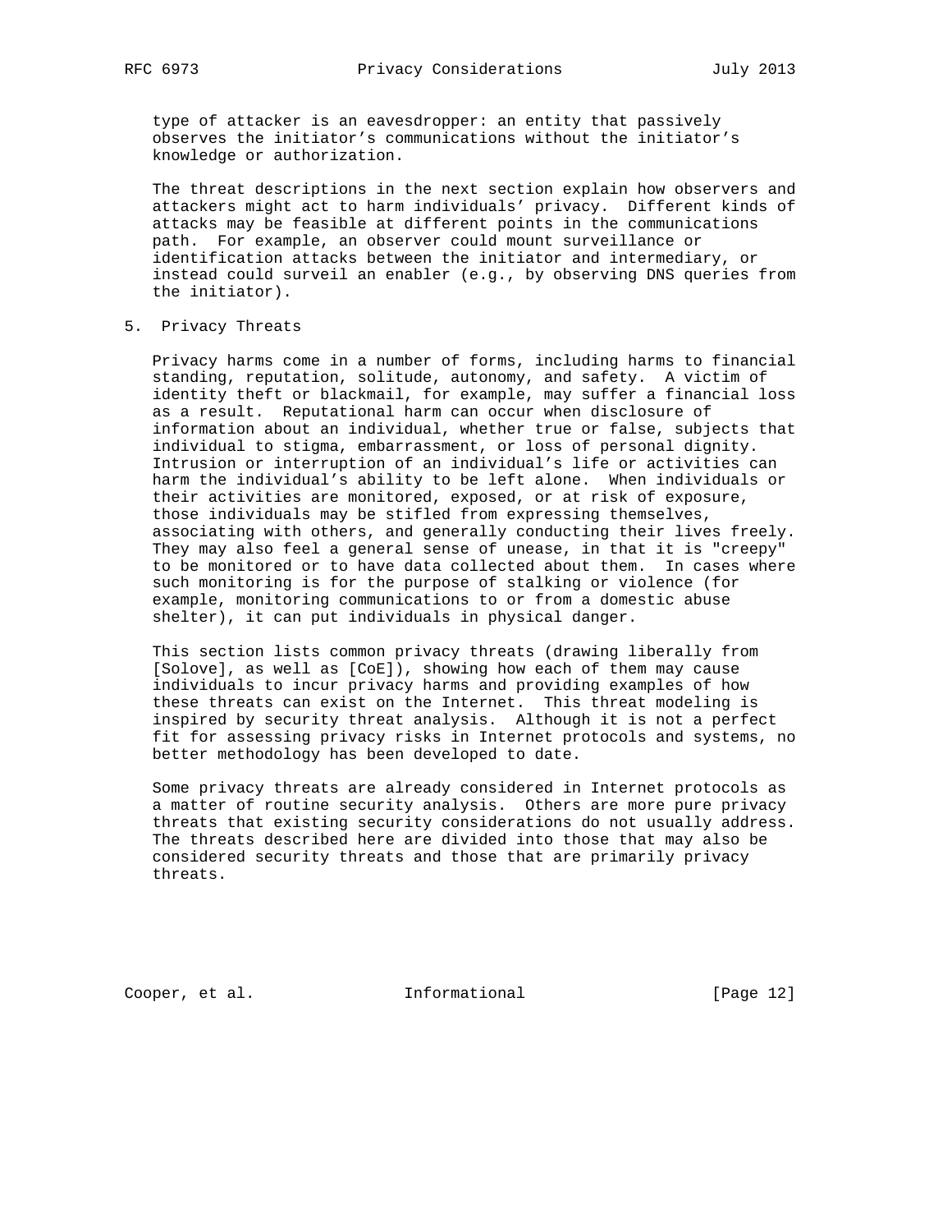type of attacker is an eavesdropper: an entity that passively observes the initiator's communications without the initiator's knowledge or authorization.

The threat descriptions in the next section explain how observers and attackers might act to harm individuals' privacy. Different kinds of attacks may be feasible at different points in the communications path. For example, an observer could mount surveillance or identification attacks between the initiator and intermediary, or instead could surveil an enabler (e.g., by observing DNS queries from the initiator).

## 5. Privacy Threats

Privacy harms come in a number of forms, including harms to financial standing, reputation, solitude, autonomy, and safety. A victim of identity theft or blackmail, for example, may suffer a financial loss as a result. Reputational harm can occur when disclosure of information about an individual, whether true or false, subjects that individual to stigma, embarrassment, or loss of personal dignity. Intrusion or interruption of an individual's life or activities can harm the individual's ability to be left alone. When individuals or their activities are monitored, exposed, or at risk of exposure, those individuals may be stifled from expressing themselves, associating with others, and generally conducting their lives freely. They may also feel a general sense of unease, in that it is "creepy" to be monitored or to have data collected about them. In cases where such monitoring is for the purpose of stalking or violence (for example, monitoring communications to or from a domestic abuse shelter), it can put individuals in physical danger.

This section lists common privacy threats (drawing liberally from [Solove], as well as [CoE]), showing how each of them may cause individuals to incur privacy harms and providing examples of how these threats can exist on the Internet. This threat modeling is inspired by security threat analysis. Although it is not a perfect fit for assessing privacy risks in Internet protocols and systems, no better methodology has been developed to date.

Some privacy threats are already considered in Internet protocols as a matter of routine security analysis. Others are more pure privacy threats that existing security considerations do not usually address. The threats described here are divided into those that may also be considered security threats and those that are primarily privacy threats.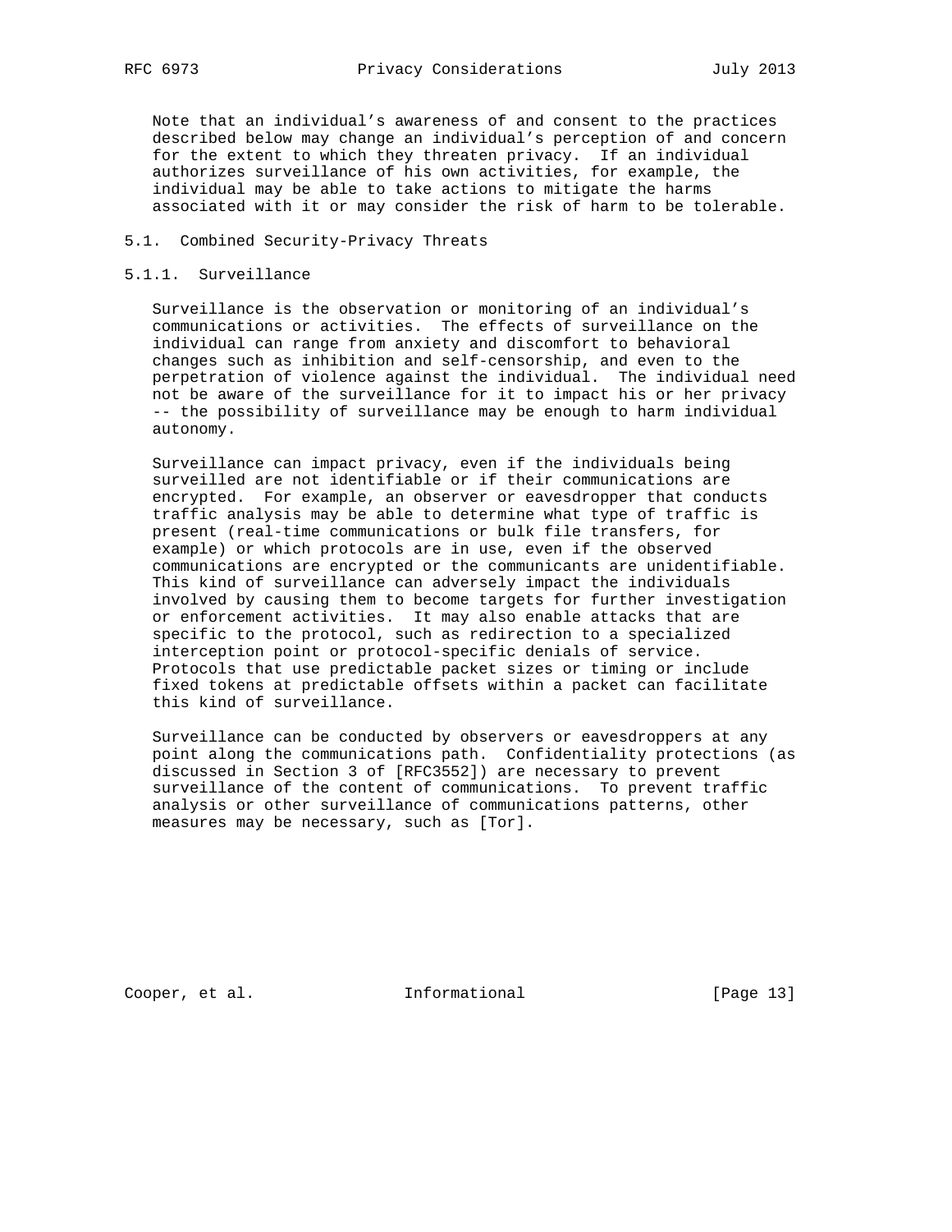Note that an individual’s awareness of and consent to the practices described below may change an individual’s perception of and concern for the extent to which they threaten privacy. If an individual authorizes surveillance of his own activities, for example, the individual may be able to take actions to mitigate the harms associated with it or may consider the risk of harm to be tolerable.

## 5.1. Combined Security-Privacy Threats

### 5.1.1. Surveillance

Surveillance is the observation or monitoring of an individual’s communications or activities. The effects of surveillance on the individual can range from anxiety and discomfort to behavioral changes such as inhibition and self-censorship, and even to the perpetration of violence against the individual. The individual need not be aware of the surveillance for it to impact his or her privacy -- the possibility of surveillance may be enough to harm individual autonomy.

Surveillance can impact privacy, even if the individuals being surveilled are not identifiable or if their communications are encrypted. For example, an observer or eavesdropper that conducts traffic analysis may be able to determine what type of traffic is present (real-time communications or bulk file transfers, for example) or which protocols are in use, even if the observed communications are encrypted or the communicants are unidentifiable. This kind of surveillance can adversely impact the individuals involved by causing them to become targets for further investigation or enforcement activities. It may also enable attacks that are specific to the protocol, such as redirection to a specialized interception point or protocol-specific denials of service. Protocols that use predictable packet sizes or timing or include fixed tokens at predictable offsets within a packet can facilitate this kind of surveillance.

Surveillance can be conducted by observers or eavesdroppers at any point along the communications path. Confidentiality protections (as discussed in Section 3 of [RFC3552]) are necessary to prevent surveillance of the content of communications. To prevent traffic analysis or other surveillance of communications patterns, other measures may be necessary, such as [Tor].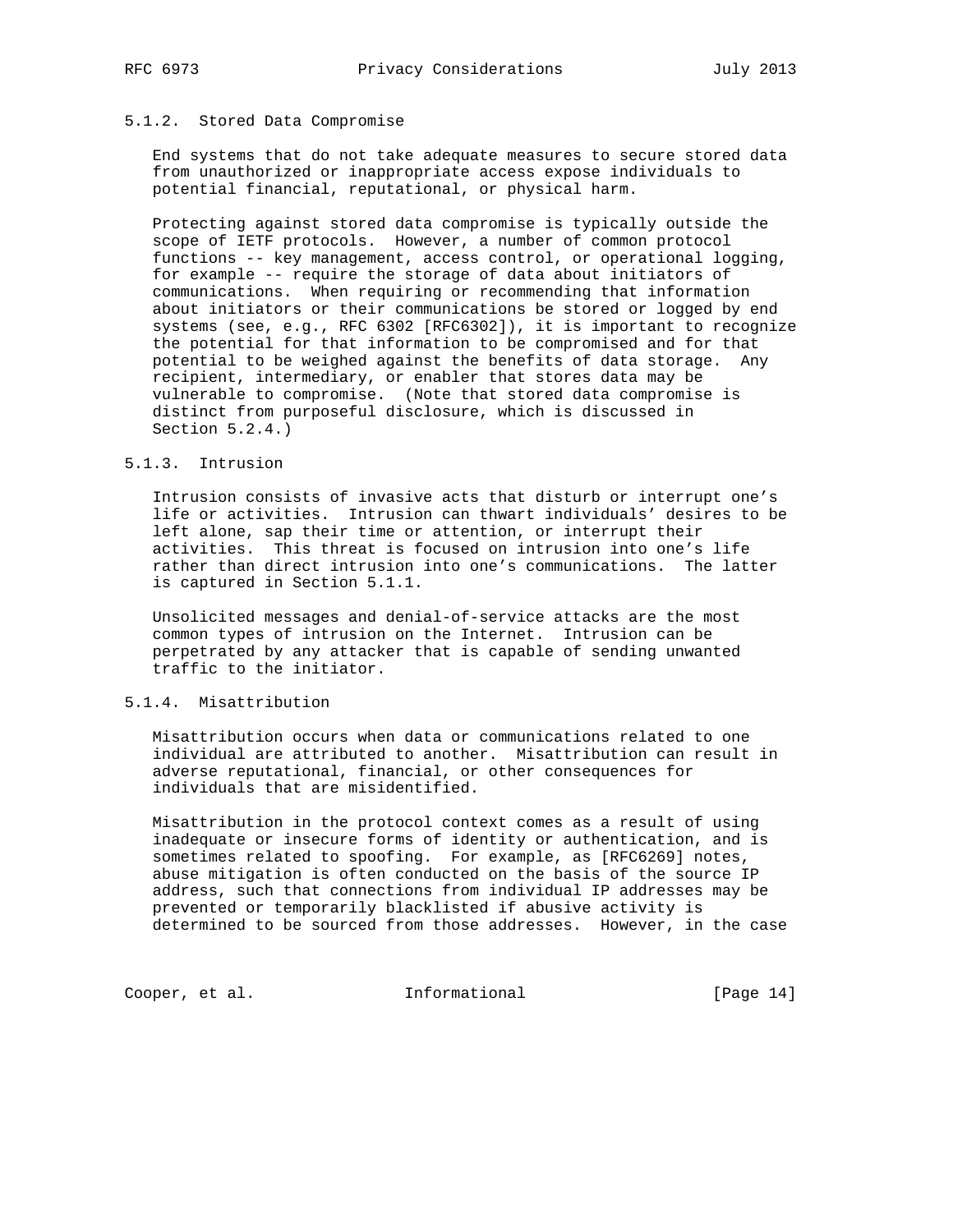#### 5.1.2. Stored Data Compromise

End systems that do not take adequate measures to secure stored data from unauthorized or inappropriate access expose individuals to potential financial, reputational, or physical harm.

Protecting against stored data compromise is typically outside the scope of IETF protocols. However, a number of common protocol functions -- key management, access control, or operational logging, for example -- require the storage of data about initiators of communications. When requiring or recommending that information about initiators or their communications be stored or logged by end systems (see, e.g., RFC 6302 [RFC6302]), it is important to recognize the potential for that information to be compromised and for that potential to be weighed against the benefits of data storage. Any recipient, intermediary, or enabler that stores data may be vulnerable to compromise. (Note that stored data compromise is distinct from purposeful disclosure, which is discussed in Section 5.2.4.)

#### 5.1.3. Intrusion

Intrusion consists of invasive acts that disturb or interrupt one's life or activities. Intrusion can thwart individuals' desires to be left alone, sap their time or attention, or interrupt their activities. This threat is focused on intrusion into one's life rather than direct intrusion into one's communications. The latter is captured in Section 5.1.1.

Unsolicited messages and denial-of-service attacks are the most common types of intrusion on the Internet. Intrusion can be perpetrated by any attacker that is capable of sending unwanted traffic to the initiator.

#### 5.1.4. Misattribution

Misattribution occurs when data or communications related to one individual are attributed to another. Misattribution can result in adverse reputational, financial, or other consequences for individuals that are misidentified.

Misattribution in the protocol context comes as a result of using inadequate or insecure forms of identity or authentication, and is sometimes related to spoofing. For example, as [RFC6269] notes, abuse mitigation is often conducted on the basis of the source IP address, such that connections from individual IP addresses may be prevented or temporarily blacklisted if abusive activity is determined to be sourced from those addresses. However, in the case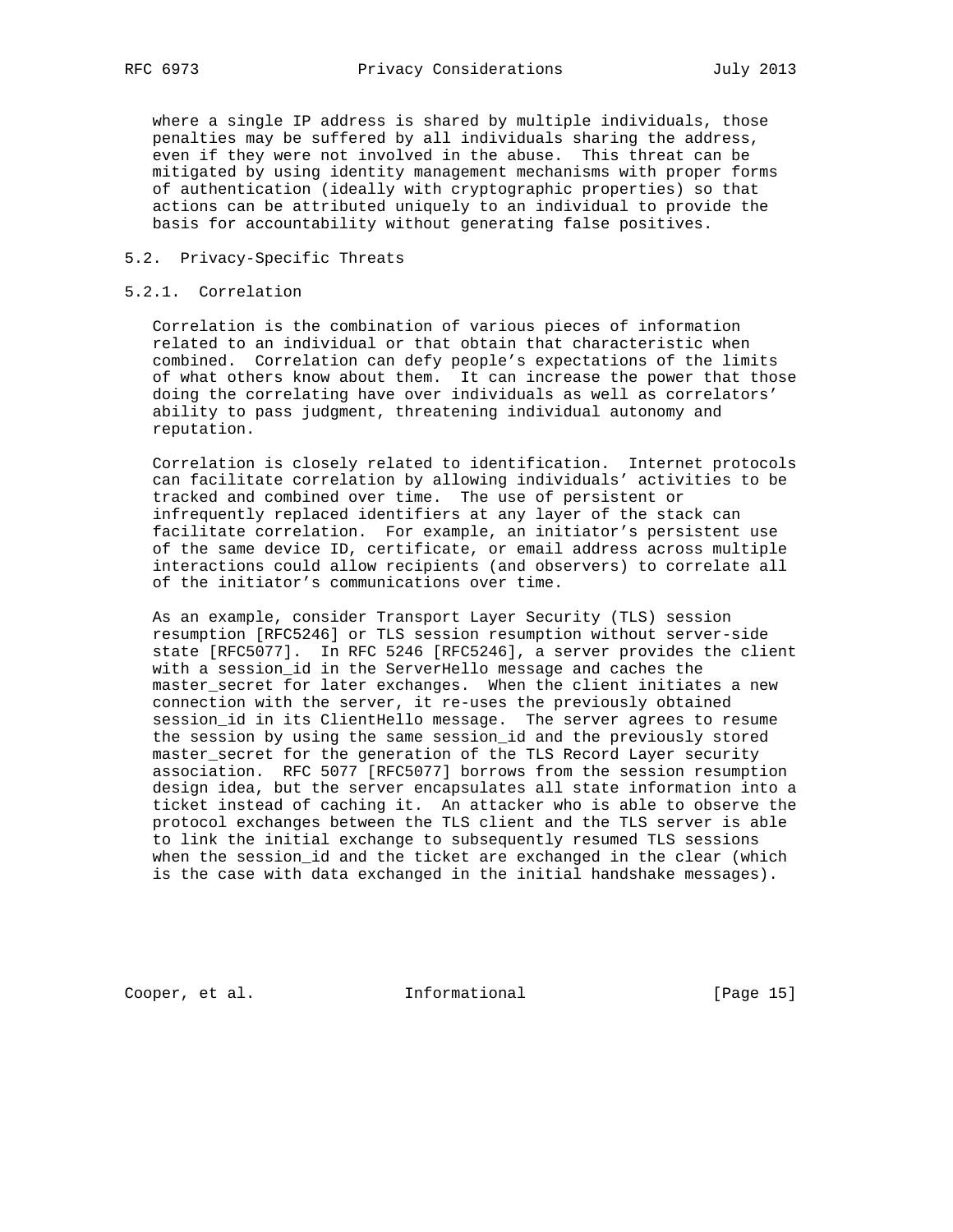where a single IP address is shared by multiple individuals, those penalties may be suffered by all individuals sharing the address, even if they were not involved in the abuse. This threat can be mitigated by using identity management mechanisms with proper forms of authentication (ideally with cryptographic properties) so that actions can be attributed uniquely to an individual to provide the basis for accountability without generating false positives.

### 5.2. Privacy-Specific Threats

#### 5.2.1. Correlation

Correlation is the combination of various pieces of information related to an individual or that obtain that characteristic when combined. Correlation can defy people's expectations of the limits of what others know about them. It can increase the power that those doing the correlating have over individuals as well as correlators' ability to pass judgment, threatening individual autonomy and reputation.

Correlation is closely related to identification. Internet protocols can facilitate correlation by allowing individuals' activities to be tracked and combined over time. The use of persistent or infrequently replaced identifiers at any layer of the stack can facilitate correlation. For example, an initiator's persistent use of the same device ID, certificate, or email address across multiple interactions could allow recipients (and observers) to correlate all of the initiator's communications over time.

As an example, consider Transport Layer Security (TLS) session resumption [RFC5246] or TLS session resumption without server-side state [RFC5077]. In RFC 5246 [RFC5246], a server provides the client with a session_id in the ServerHello message and caches the master_secret for later exchanges. When the client initiates a new connection with the server, it re-uses the previously obtained session_id in its ClientHello message. The server agrees to resume the session by using the same session_id and the previously stored master_secret for the generation of the TLS Record Layer security association. RFC 5077 [RFC5077] borrows from the session resumption design idea, but the server encapsulates all state information into a ticket instead of caching it. An attacker who is able to observe the protocol exchanges between the TLS client and the TLS server is able to link the initial exchange to subsequently resumed TLS sessions when the session_id and the ticket are exchanged in the clear (which is the case with data exchanged in the initial handshake messages).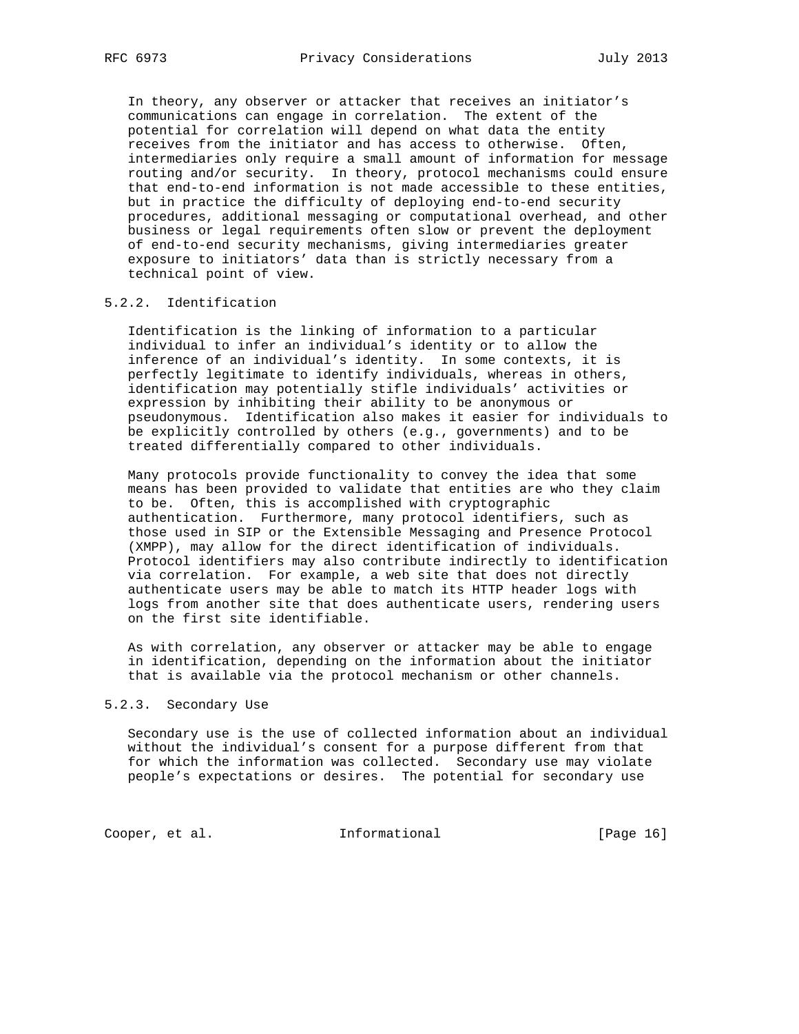In theory, any observer or attacker that receives an initiator's communications can engage in correlation. The extent of the potential for correlation will depend on what data the entity receives from the initiator and has access to otherwise. Often, intermediaries only require a small amount of information for message routing and/or security. In theory, protocol mechanisms could ensure that end-to-end information is not made accessible to these entities, but in practice the difficulty of deploying end-to-end security procedures, additional messaging or computational overhead, and other business or legal requirements often slow or prevent the deployment of end-to-end security mechanisms, giving intermediaries greater exposure to initiators' data than is strictly necessary from a technical point of view.

#### 5.2.2. Identification

Identification is the linking of information to a particular individual to infer an individual's identity or to allow the inference of an individual's identity. In some contexts, it is perfectly legitimate to identify individuals, whereas in others, identification may potentially stifle individuals' activities or expression by inhibiting their ability to be anonymous or pseudonymous. Identification also makes it easier for individuals to be explicitly controlled by others (e.g., governments) and to be treated differentially compared to other individuals.

Many protocols provide functionality to convey the idea that some means has been provided to validate that entities are who they claim to be. Often, this is accomplished with cryptographic authentication. Furthermore, many protocol identifiers, such as those used in SIP or the Extensible Messaging and Presence Protocol (XMPP), may allow for the direct identification of individuals. Protocol identifiers may also contribute indirectly to identification via correlation. For example, a web site that does not directly authenticate users may be able to match its HTTP header logs with logs from another site that does authenticate users, rendering users on the first site identifiable.

As with correlation, any observer or attacker may be able to engage in identification, depending on the information about the initiator that is available via the protocol mechanism or other channels.

#### 5.2.3. Secondary Use

Secondary use is the use of collected information about an individual without the individual's consent for a purpose different from that for which the information was collected. Secondary use may violate people's expectations or desires. The potential for secondary use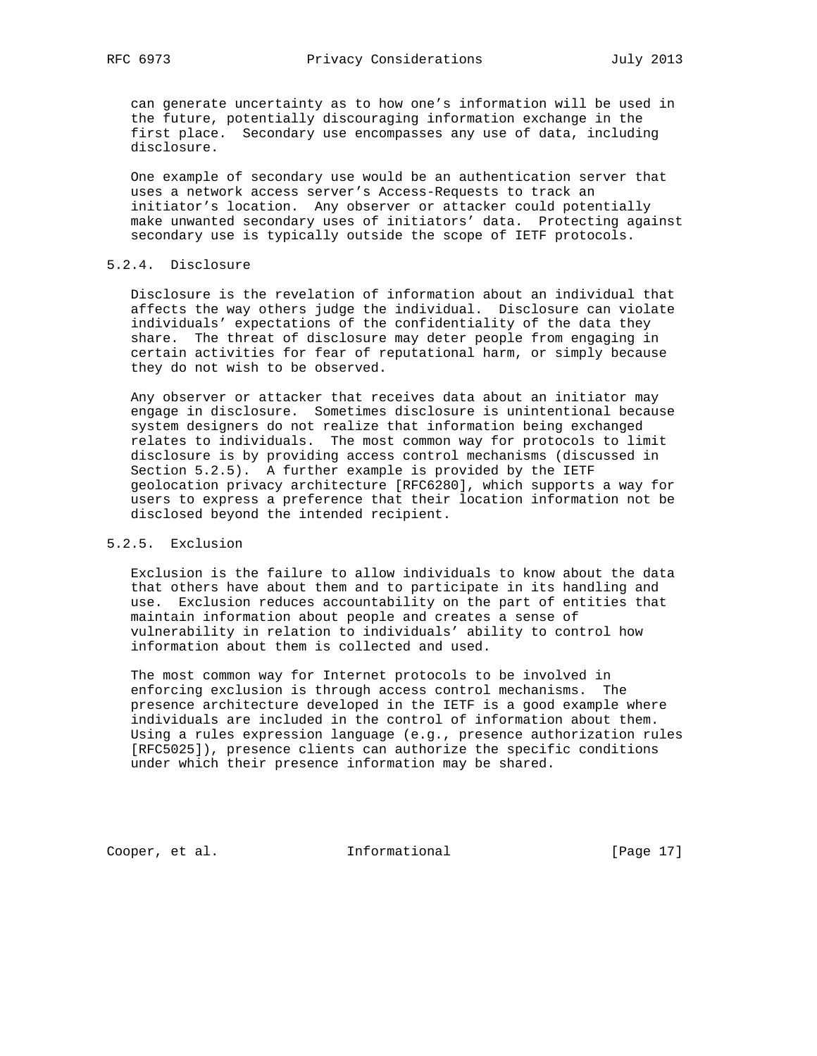can generate uncertainty as to how one's information will be used in the future, potentially discouraging information exchange in the first place. Secondary use encompasses any use of data, including disclosure.

One example of secondary use would be an authentication server that uses a network access server's Access-Requests to track an initiator's location. Any observer or attacker could potentially make unwanted secondary uses of initiators' data. Protecting against secondary use is typically outside the scope of IETF protocols.

### 5.2.4. Disclosure

Disclosure is the revelation of information about an individual that affects the way others judge the individual. Disclosure can violate individuals' expectations of the confidentiality of the data they share. The threat of disclosure may deter people from engaging in certain activities for fear of reputational harm, or simply because they do not wish to be observed.

Any observer or attacker that receives data about an initiator may engage in disclosure. Sometimes disclosure is unintentional because system designers do not realize that information being exchanged relates to individuals. The most common way for protocols to limit disclosure is by providing access control mechanisms (discussed in Section 5.2.5). A further example is provided by the IETF geolocation privacy architecture [RFC6280], which supports a way for users to express a preference that their location information not be disclosed beyond the intended recipient.

### 5.2.5. Exclusion

Exclusion is the failure to allow individuals to know about the data that others have about them and to participate in its handling and use. Exclusion reduces accountability on the part of entities that maintain information about people and creates a sense of vulnerability in relation to individuals' ability to control how information about them is collected and used.

The most common way for Internet protocols to be involved in enforcing exclusion is through access control mechanisms. The presence architecture developed in the IETF is a good example where individuals are included in the control of information about them. Using a rules expression language (e.g., presence authorization rules [RFC5025]), presence clients can authorize the specific conditions under which their presence information may be shared.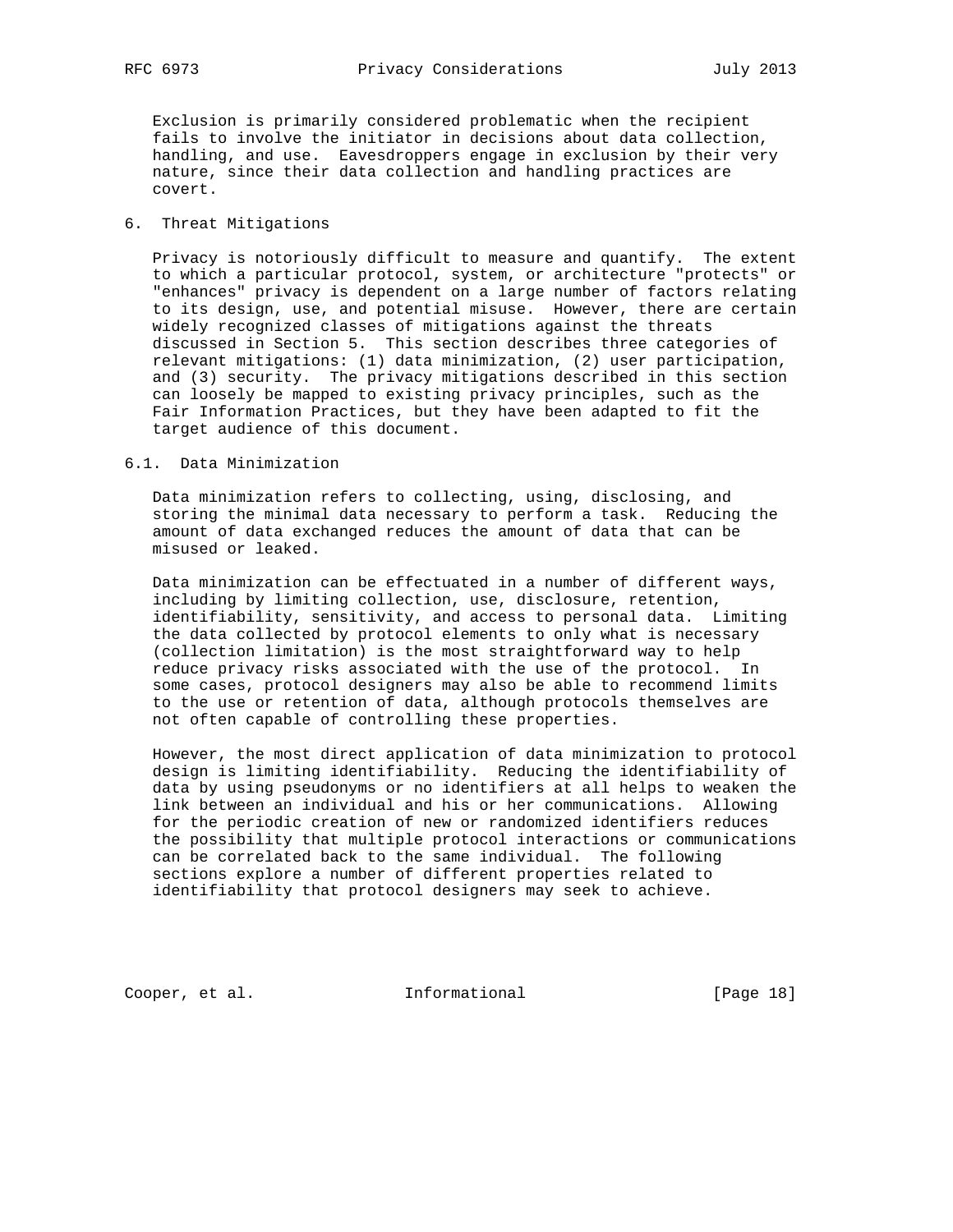Exclusion is primarily considered problematic when the recipient fails to involve the initiator in decisions about data collection, handling, and use. Eavesdroppers engage in exclusion by their very nature, since their data collection and handling practices are covert.

## 6. Threat Mitigations

Privacy is notoriously difficult to measure and quantify. The extent to which a particular protocol, system, or architecture "protects" or "enhances" privacy is dependent on a large number of factors relating to its design, use, and potential misuse. However, there are certain widely recognized classes of mitigations against the threats discussed in Section 5. This section describes three categories of relevant mitigations: (1) data minimization, (2) user participation, and (3) security. The privacy mitigations described in this section can loosely be mapped to existing privacy principles, such as the Fair Information Practices, but they have been adapted to fit the target audience of this document.

### 6.1. Data Minimization

Data minimization refers to collecting, using, disclosing, and storing the minimal data necessary to perform a task. Reducing the amount of data exchanged reduces the amount of data that can be misused or leaked.

Data minimization can be effectuated in a number of different ways, including by limiting collection, use, disclosure, retention, identifiability, sensitivity, and access to personal data. Limiting the data collected by protocol elements to only what is necessary (collection limitation) is the most straightforward way to help reduce privacy risks associated with the use of the protocol. In some cases, protocol designers may also be able to recommend limits to the use or retention of data, although protocols themselves are not often capable of controlling these properties.

However, the most direct application of data minimization to protocol design is limiting identifiability. Reducing the identifiability of data by using pseudonyms or no identifiers at all helps to weaken the link between an individual and his or her communications. Allowing for the periodic creation of new or randomized identifiers reduces the possibility that multiple protocol interactions or communications can be correlated back to the same individual. The following sections explore a number of different properties related to identifiability that protocol designers may seek to achieve.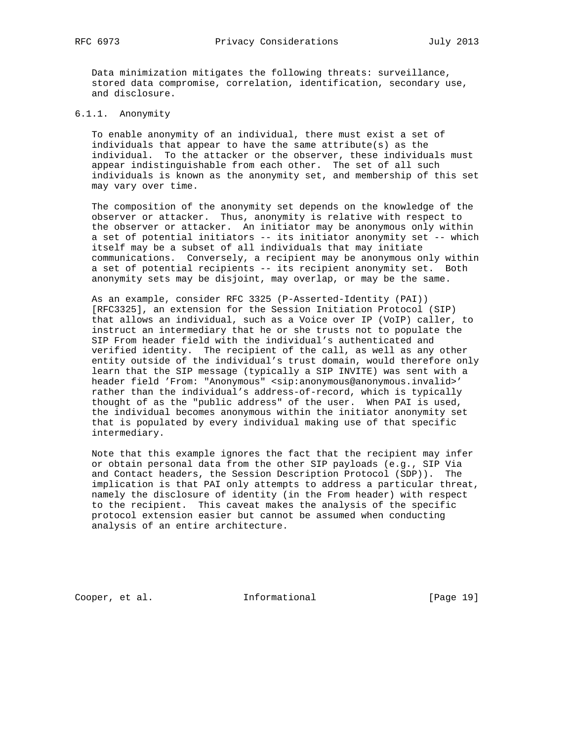Data minimization mitigates the following threats: surveillance, stored data compromise, correlation, identification, secondary use, and disclosure.

### 6.1.1. Anonymity

To enable anonymity of an individual, there must exist a set of individuals that appear to have the same attribute(s) as the individual. To the attacker or the observer, these individuals must appear indistinguishable from each other. The set of all such individuals is known as the anonymity set, and membership of this set may vary over time.

The composition of the anonymity set depends on the knowledge of the observer or attacker. Thus, anonymity is relative with respect to the observer or attacker. An initiator may be anonymous only within a set of potential initiators -- its initiator anonymity set -- which itself may be a subset of all individuals that may initiate communications. Conversely, a recipient may be anonymous only within a set of potential recipients -- its recipient anonymity set. Both anonymity sets may be disjoint, may overlap, or may be the same.

As an example, consider RFC 3325 (P-Asserted-Identity (PAI)) [RFC3325], an extension for the Session Initiation Protocol (SIP) that allows an individual, such as a Voice over IP (VoIP) caller, to instruct an intermediary that he or she trusts not to populate the SIP From header field with the individual's authenticated and verified identity. The recipient of the call, as well as any other entity outside of the individual's trust domain, would therefore only learn that the SIP message (typically a SIP INVITE) was sent with a header field 'From: "Anonymous" <sip:anonymous@anonymous.invalid>' rather than the individual's address-of-record, which is typically thought of as the "public address" of the user. When PAI is used, the individual becomes anonymous within the initiator anonymity set that is populated by every individual making use of that specific intermediary.

Note that this example ignores the fact that the recipient may infer or obtain personal data from the other SIP payloads (e.g., SIP Via and Contact headers, the Session Description Protocol (SDP)). The implication is that PAI only attempts to address a particular threat, namely the disclosure of identity (in the From header) with respect to the recipient. This caveat makes the analysis of the specific protocol extension easier but cannot be assumed when conducting analysis of an entire architecture.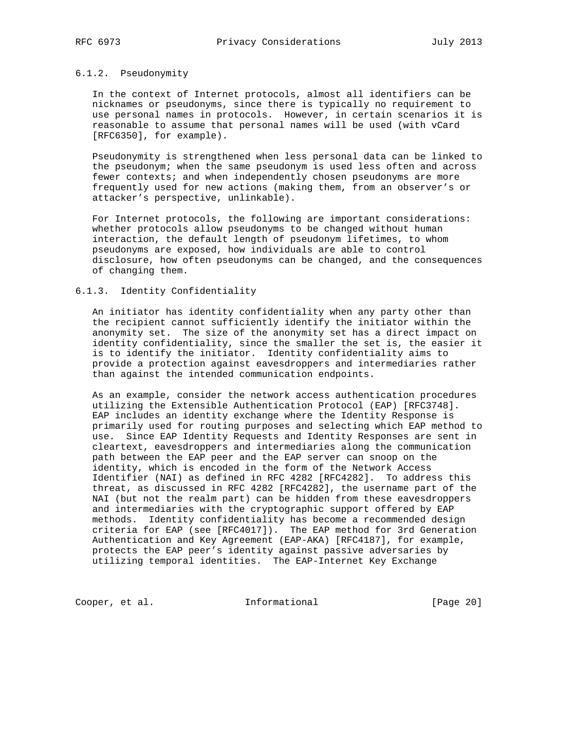### 6.1.2. Pseudonymity

In the context of Internet protocols, almost all identifiers can be nicknames or pseudonyms, since there is typically no requirement to use personal names in protocols. However, in certain scenarios it is reasonable to assume that personal names will be used (with vCard [RFC6350], for example).

Pseudonymity is strengthened when less personal data can be linked to the pseudonym; when the same pseudonym is used less often and across fewer contexts; and when independently chosen pseudonyms are more frequently used for new actions (making them, from an observer's or attacker's perspective, unlinkable).

For Internet protocols, the following are important considerations: whether protocols allow pseudonyms to be changed without human interaction, the default length of pseudonym lifetimes, to whom pseudonyms are exposed, how individuals are able to control disclosure, how often pseudonyms can be changed, and the consequences of changing them.

### 6.1.3. Identity Confidentiality

An initiator has identity confidentiality when any party other than the recipient cannot sufficiently identify the initiator within the anonymity set. The size of the anonymity set has a direct impact on identity confidentiality, since the smaller the set is, the easier it is to identify the initiator. Identity confidentiality aims to provide a protection against eavesdroppers and intermediaries rather than against the intended communication endpoints.

As an example, consider the network access authentication procedures utilizing the Extensible Authentication Protocol (EAP) [RFC3748]. EAP includes an identity exchange where the Identity Response is primarily used for routing purposes and selecting which EAP method to use. Since EAP Identity Requests and Identity Responses are sent in cleartext, eavesdroppers and intermediaries along the communication path between the EAP peer and the EAP server can snoop on the identity, which is encoded in the form of the Network Access Identifier (NAI) as defined in RFC 4282 [RFC4282]. To address this threat, as discussed in RFC 4282 [RFC4282], the username part of the NAI (but not the realm part) can be hidden from these eavesdroppers and intermediaries with the cryptographic support offered by EAP methods. Identity confidentiality has become a recommended design criteria for EAP (see [RFC4017]). The EAP method for 3rd Generation Authentication and Key Agreement (EAP-AKA) [RFC4187], for example, protects the EAP peer's identity against passive adversaries by utilizing temporal identities. The EAP-Internet Key Exchange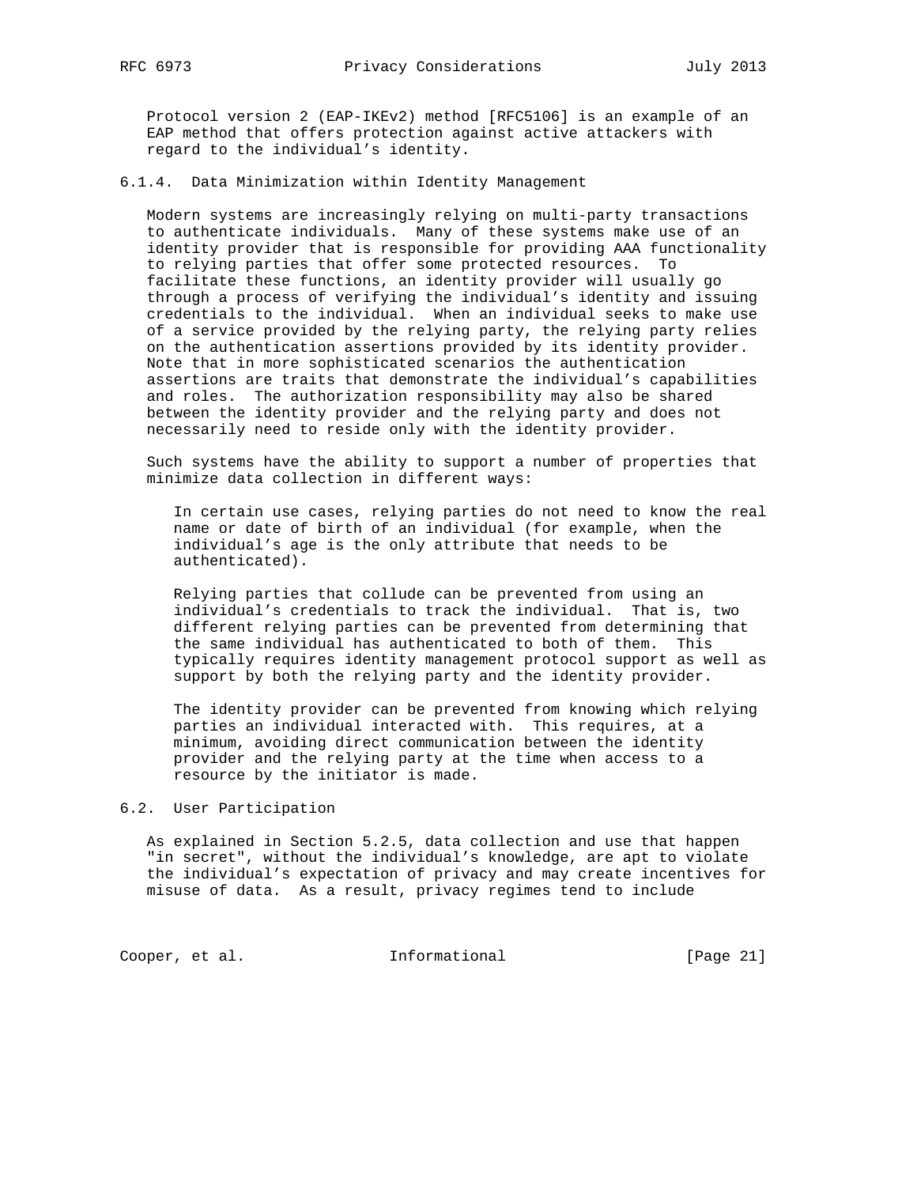Protocol version 2 (EAP-IKEv2) method [RFC5106] is an example of an EAP method that offers protection against active attackers with regard to the individual's identity.

#### 6.1.4. Data Minimization within Identity Management

Modern systems are increasingly relying on multi-party transactions to authenticate individuals. Many of these systems make use of an identity provider that is responsible for providing AAA functionality to relying parties that offer some protected resources. To facilitate these functions, an identity provider will usually go through a process of verifying the individual's identity and issuing credentials to the individual. When an individual seeks to make use of a service provided by the relying party, the relying party relies on the authentication assertions provided by its identity provider. Note that in more sophisticated scenarios the authentication assertions are traits that demonstrate the individual's capabilities and roles. The authorization responsibility may also be shared between the identity provider and the relying party and does not necessarily need to reside only with the identity provider.

Such systems have the ability to support a number of properties that minimize data collection in different ways:

In certain use cases, relying parties do not need to know the real name or date of birth of an individual (for example, when the individual's age is the only attribute that needs to be authenticated).

Relying parties that collude can be prevented from using an individual's credentials to track the individual. That is, two different relying parties can be prevented from determining that the same individual has authenticated to both of them. This typically requires identity management protocol support as well as support by both the relying party and the identity provider.

The identity provider can be prevented from knowing which relying parties an individual interacted with. This requires, at a minimum, avoiding direct communication between the identity provider and the relying party at the time when access to a resource by the initiator is made.

### 6.2. User Participation

As explained in Section 5.2.5, data collection and use that happen "in secret", without the individual's knowledge, are apt to violate the individual's expectation of privacy and may create incentives for misuse of data. As a result, privacy regimes tend to include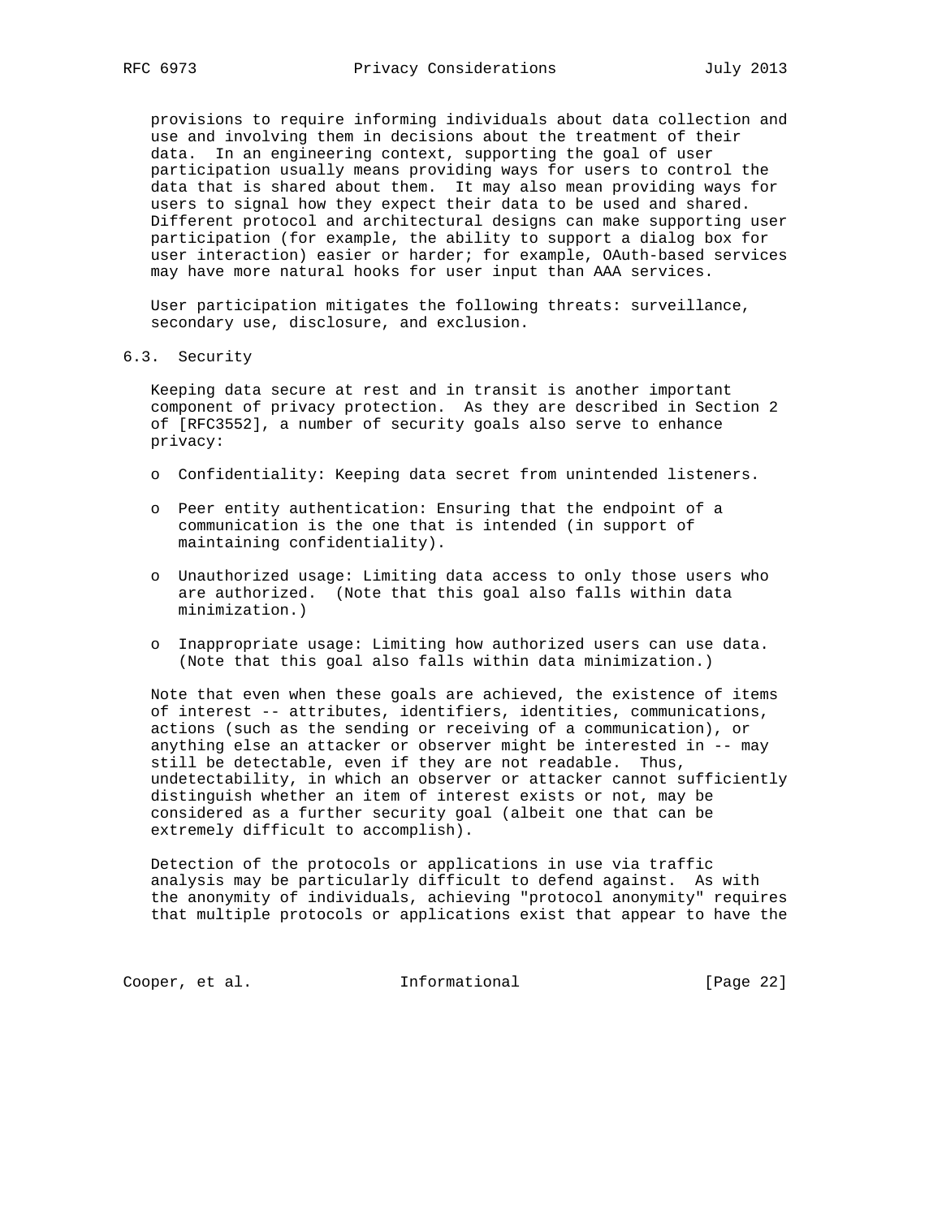provisions to require informing individuals about data collection and use and involving them in decisions about the treatment of their data. In an engineering context, supporting the goal of user participation usually means providing ways for users to control the data that is shared about them. It may also mean providing ways for users to signal how they expect their data to be used and shared. Different protocol and architectural designs can make supporting user participation (for example, the ability to support a dialog box for user interaction) easier or harder; for example, OAuth-based services may have more natural hooks for user input than AAA services.

User participation mitigates the following threats: surveillance, secondary use, disclosure, and exclusion.

### 6.3. Security

Keeping data secure at rest and in transit is another important component of privacy protection. As they are described in Section 2 of [RFC3552], a number of security goals also serve to enhance privacy:

- Confidentiality: Keeping data secret from unintended listeners.
- Peer entity authentication: Ensuring that the endpoint of a communication is the one that is intended (in support of maintaining confidentiality).
- Unauthorized usage: Limiting data access to only those users who are authorized. (Note that this goal also falls within data minimization.)
- Inappropriate usage: Limiting how authorized users can use data. (Note that this goal also falls within data minimization.)

Note that even when these goals are achieved, the existence of items of interest -- attributes, identifiers, identities, communications, actions (such as the sending or receiving of a communication), or anything else an attacker or observer might be interested in -- may still be detectable, even if they are not readable. Thus, undetectability, in which an observer or attacker cannot sufficiently distinguish whether an item of interest exists or not, may be considered as a further security goal (albeit one that can be extremely difficult to accomplish).

Detection of the protocols or applications in use via traffic analysis may be particularly difficult to defend against. As with the anonymity of individuals, achieving "protocol anonymity" requires that multiple protocols or applications exist that appear to have the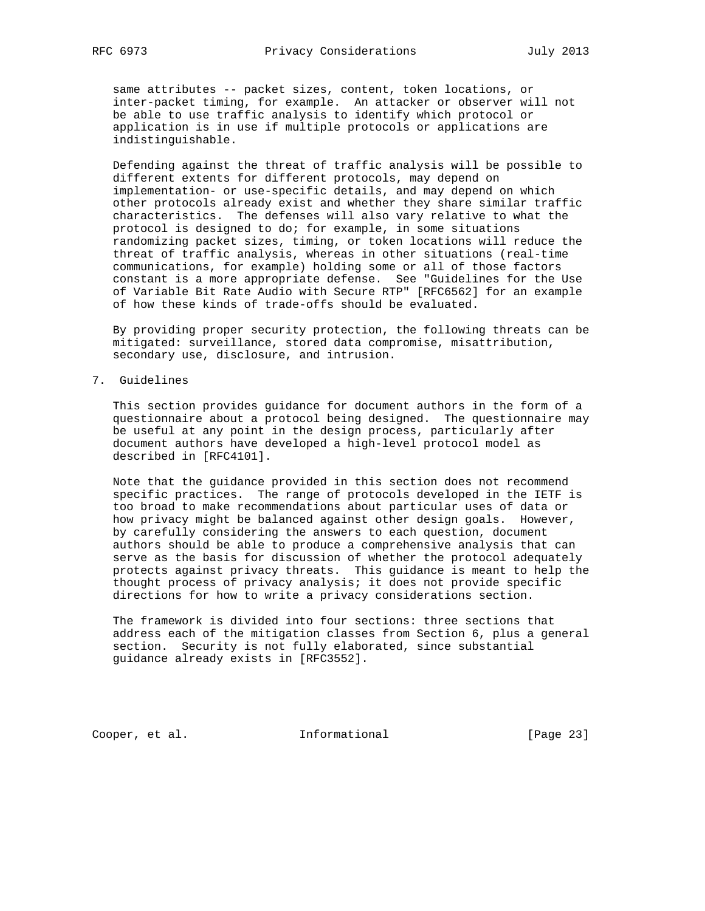same attributes -- packet sizes, content, token locations, or inter-packet timing, for example. An attacker or observer will not be able to use traffic analysis to identify which protocol or application is in use if multiple protocols or applications are indistinguishable.

Defending against the threat of traffic analysis will be possible to different extents for different protocols, may depend on implementation- or use-specific details, and may depend on which other protocols already exist and whether they share similar traffic characteristics. The defenses will also vary relative to what the protocol is designed to do; for example, in some situations randomizing packet sizes, timing, or token locations will reduce the threat of traffic analysis, whereas in other situations (real-time communications, for example) holding some or all of those factors constant is a more appropriate defense. See "Guidelines for the Use of Variable Bit Rate Audio with Secure RTP" [RFC6562] for an example of how these kinds of trade-offs should be evaluated.

By providing proper security protection, the following threats can be mitigated: surveillance, stored data compromise, misattribution, secondary use, disclosure, and intrusion.

# 7. Guidelines

This section provides guidance for document authors in the form of a questionnaire about a protocol being designed. The questionnaire may be useful at any point in the design process, particularly after document authors have developed a high-level protocol model as described in [RFC4101].

Note that the guidance provided in this section does not recommend specific practices. The range of protocols developed in the IETF is too broad to make recommendations about particular uses of data or how privacy might be balanced against other design goals. However, by carefully considering the answers to each question, document authors should be able to produce a comprehensive analysis that can serve as the basis for discussion of whether the protocol adequately protects against privacy threats. This guidance is meant to help the thought process of privacy analysis; it does not provide specific directions for how to write a privacy considerations section.

The framework is divided into four sections: three sections that address each of the mitigation classes from Section 6, plus a general section. Security is not fully elaborated, since substantial guidance already exists in [RFC3552].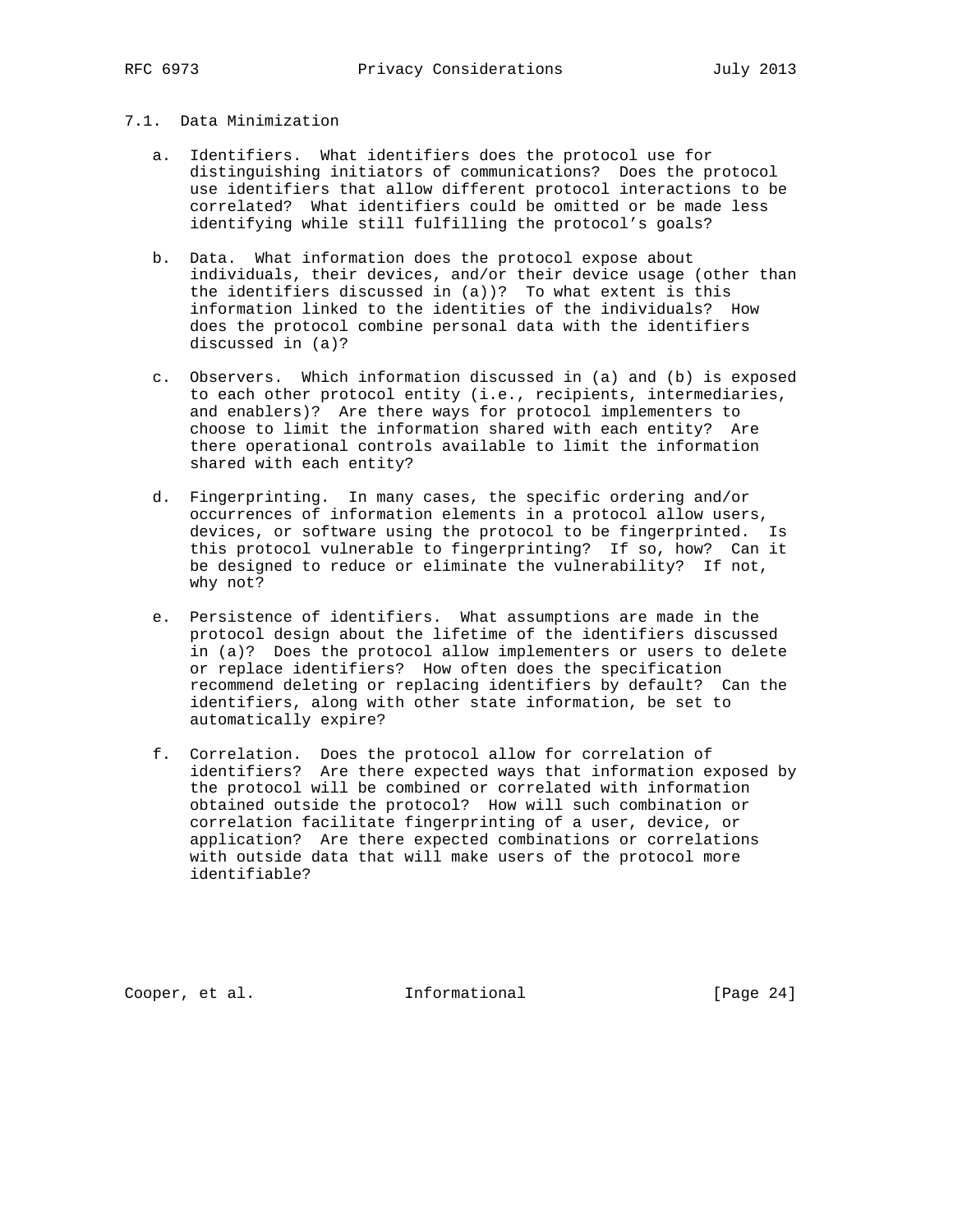### 7.1. Data Minimization

a. Identifiers. What identifiers does the protocol use for distinguishing initiators of communications? Does the protocol use identifiers that allow different protocol interactions to be correlated? What identifiers could be omitted or be made less identifying while still fulfilling the protocol's goals?

b. Data. What information does the protocol expose about individuals, their devices, and/or their device usage (other than the identifiers discussed in (a))? To what extent is this information linked to the identities of the individuals? How does the protocol combine personal data with the identifiers discussed in (a)?

c. Observers. Which information discussed in (a) and (b) is exposed to each other protocol entity (i.e., recipients, intermediaries, and enablers)? Are there ways for protocol implementers to choose to limit the information shared with each entity? Are there operational controls available to limit the information shared with each entity?

d. Fingerprinting. In many cases, the specific ordering and/or occurrences of information elements in a protocol allow users, devices, or software using the protocol to be fingerprinted. Is this protocol vulnerable to fingerprinting? If so, how? Can it be designed to reduce or eliminate the vulnerability? If not, why not?

e. Persistence of identifiers. What assumptions are made in the protocol design about the lifetime of the identifiers discussed in (a)? Does the protocol allow implementers or users to delete or replace identifiers? How often does the specification recommend deleting or replacing identifiers by default? Can the identifiers, along with other state information, be set to automatically expire?

f. Correlation. Does the protocol allow for correlation of identifiers? Are there expected ways that information exposed by the protocol will be combined or correlated with information obtained outside the protocol? How will such combination or correlation facilitate fingerprinting of a user, device, or application? Are there expected combinations or correlations with outside data that will make users of the protocol more identifiable?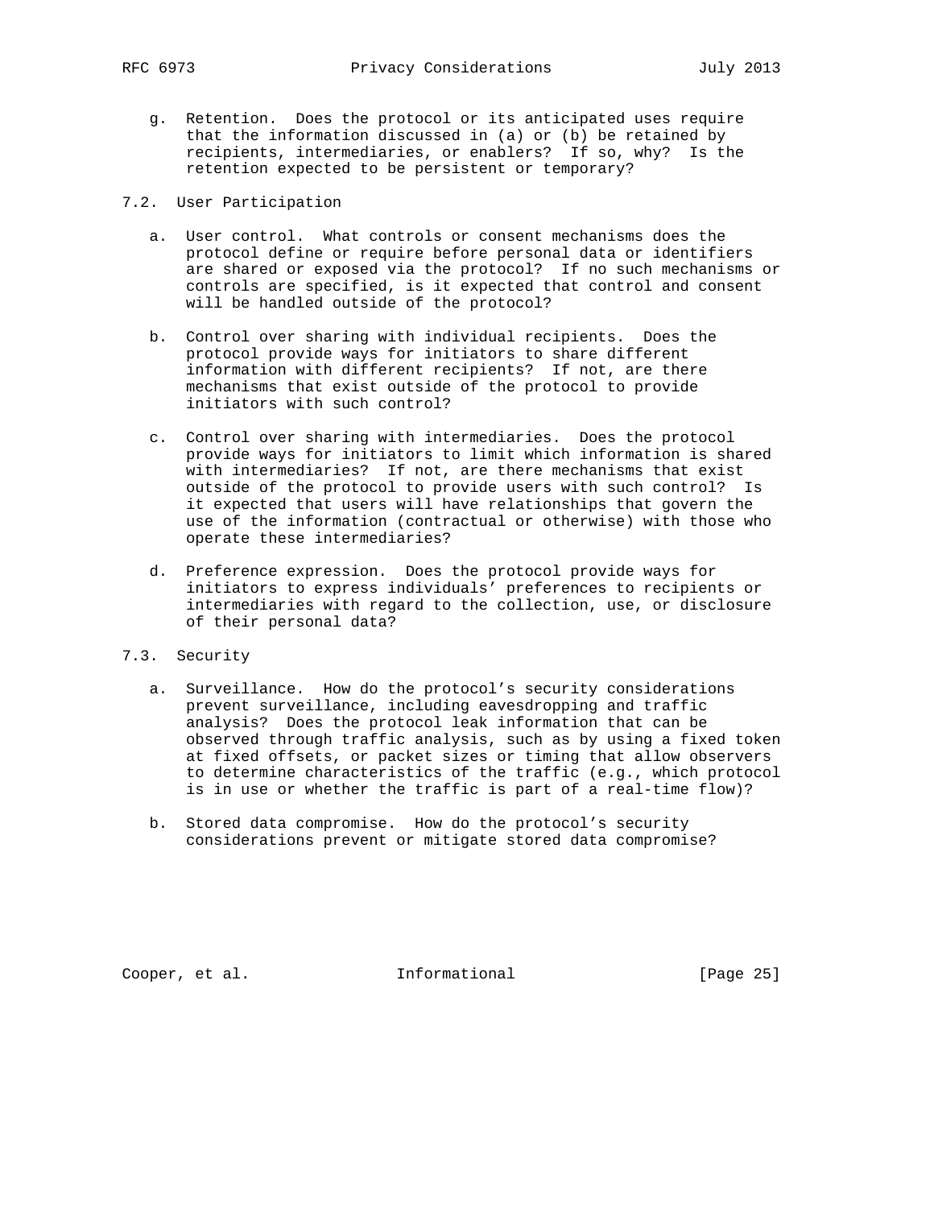g. Retention. Does the protocol or its anticipated uses require that the information discussed in (a) or (b) be retained by recipients, intermediaries, or enablers? If so, why? Is the retention expected to be persistent or temporary?

## 7.2. User Participation

a. User control. What controls or consent mechanisms does the protocol define or require before personal data or identifiers are shared or exposed via the protocol? If no such mechanisms or controls are specified, is it expected that control and consent will be handled outside of the protocol?

b. Control over sharing with individual recipients. Does the protocol provide ways for initiators to share different information with different recipients? If not, are there mechanisms that exist outside of the protocol to provide initiators with such control?

c. Control over sharing with intermediaries. Does the protocol provide ways for initiators to limit which information is shared with intermediaries? If not, are there mechanisms that exist outside of the protocol to provide users with such control? Is it expected that users will have relationships that govern the use of the information (contractual or otherwise) with those who operate these intermediaries?

d. Preference expression. Does the protocol provide ways for initiators to express individuals' preferences to recipients or intermediaries with regard to the collection, use, or disclosure of their personal data?

## 7.3. Security

a. Surveillance. How do the protocol's security considerations prevent surveillance, including eavesdropping and traffic analysis? Does the protocol leak information that can be observed through traffic analysis, such as by using a fixed token at fixed offsets, or packet sizes or timing that allow observers to determine characteristics of the traffic (e.g., which protocol is in use or whether the traffic is part of a real-time flow)?

b. Stored data compromise. How do the protocol's security considerations prevent or mitigate stored data compromise?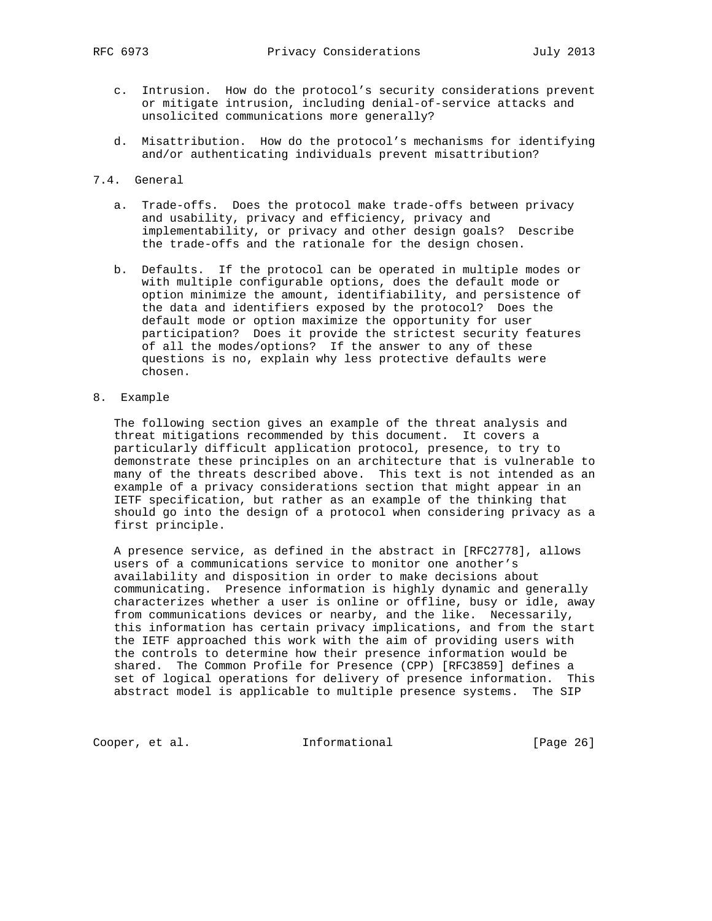c. Intrusion. How do the protocol’s security considerations prevent or mitigate intrusion, including denial-of-service attacks and unsolicited communications more generally?

d. Misattribution. How do the protocol’s mechanisms for identifying and/or authenticating individuals prevent misattribution?

### 7.4. General

a. Trade-offs. Does the protocol make trade-offs between privacy and usability, privacy and efficiency, privacy and implementability, or privacy and other design goals? Describe the trade-offs and the rationale for the design chosen.

b. Defaults. If the protocol can be operated in multiple modes or with multiple configurable options, does the default mode or option minimize the amount, identifiability, and persistence of the data and identifiers exposed by the protocol? Does the default mode or option maximize the opportunity for user participation? Does it provide the strictest security features of all the modes/options? If the answer to any of these questions is no, explain why less protective defaults were chosen.

## 8. Example

The following section gives an example of the threat analysis and threat mitigations recommended by this document. It covers a particularly difficult application protocol, presence, to try to demonstrate these principles on an architecture that is vulnerable to many of the threats described above. This text is not intended as an example of a privacy considerations section that might appear in an IETF specification, but rather as an example of the thinking that should go into the design of a protocol when considering privacy as a first principle.

A presence service, as defined in the abstract in [RFC2778], allows users of a communications service to monitor one another’s availability and disposition in order to make decisions about communicating. Presence information is highly dynamic and generally characterizes whether a user is online or offline, busy or idle, away from communications devices or nearby, and the like. Necessarily, this information has certain privacy implications, and from the start the IETF approached this work with the aim of providing users with the controls to determine how their presence information would be shared. The Common Profile for Presence (CPP) [RFC3859] defines a set of logical operations for delivery of presence information. This abstract model is applicable to multiple presence systems. The SIP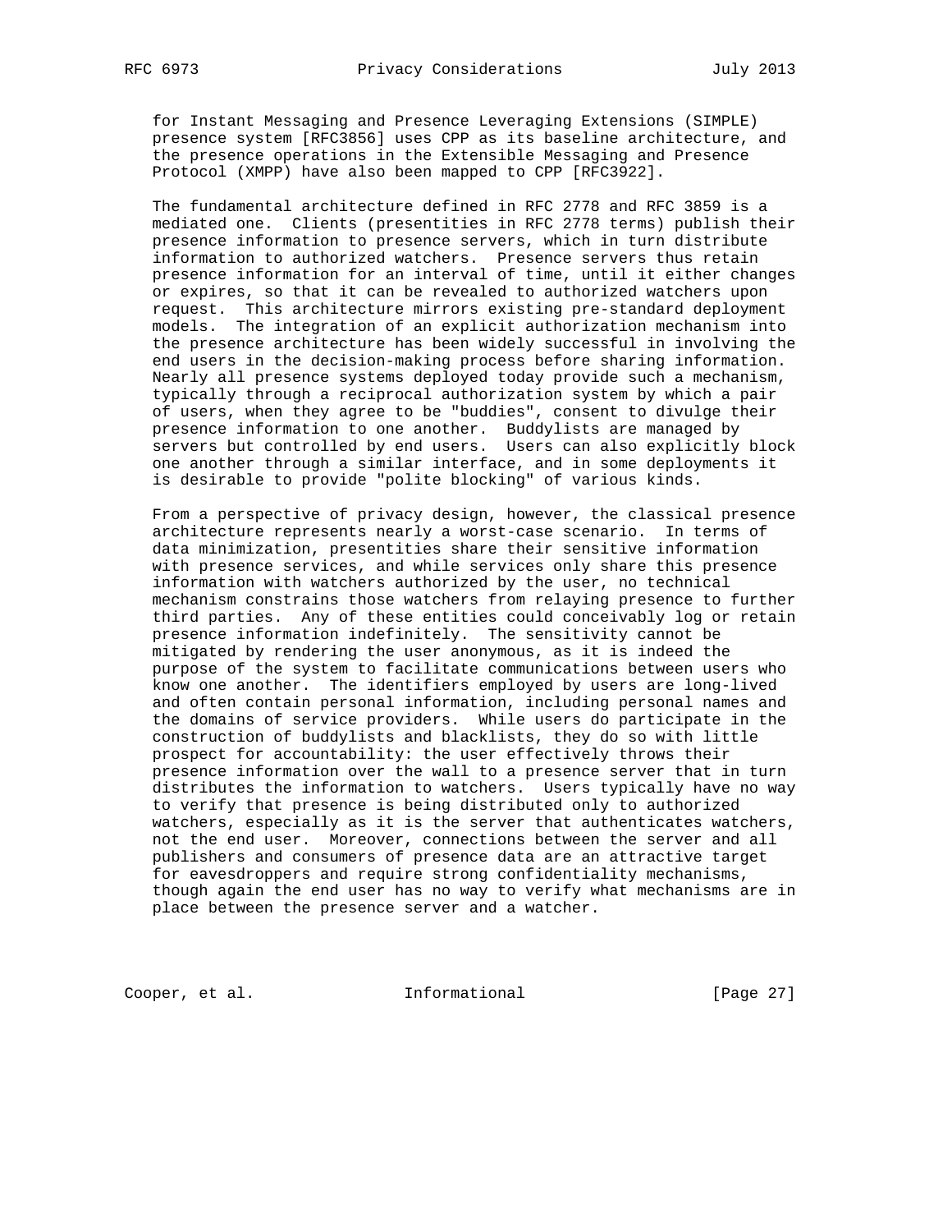for Instant Messaging and Presence Leveraging Extensions (SIMPLE) presence system [RFC3856] uses CPP as its baseline architecture, and the presence operations in the Extensible Messaging and Presence Protocol (XMPP) have also been mapped to CPP [RFC3922].

The fundamental architecture defined in RFC 2778 and RFC 3859 is a mediated one. Clients (presentities in RFC 2778 terms) publish their presence information to presence servers, which in turn distribute information to authorized watchers. Presence servers thus retain presence information for an interval of time, until it either changes or expires, so that it can be revealed to authorized watchers upon request. This architecture mirrors existing pre-standard deployment models. The integration of an explicit authorization mechanism into the presence architecture has been widely successful in involving the end users in the decision-making process before sharing information. Nearly all presence systems deployed today provide such a mechanism, typically through a reciprocal authorization system by which a pair of users, when they agree to be "buddies", consent to divulge their presence information to one another. Buddylists are managed by servers but controlled by end users. Users can also explicitly block one another through a similar interface, and in some deployments it is desirable to provide "polite blocking" of various kinds.

From a perspective of privacy design, however, the classical presence architecture represents nearly a worst-case scenario. In terms of data minimization, presentities share their sensitive information with presence services, and while services only share this presence information with watchers authorized by the user, no technical mechanism constrains those watchers from relaying presence to further third parties. Any of these entities could conceivably log or retain presence information indefinitely. The sensitivity cannot be mitigated by rendering the user anonymous, as it is indeed the purpose of the system to facilitate communications between users who know one another. The identifiers employed by users are long-lived and often contain personal information, including personal names and the domains of service providers. While users do participate in the construction of buddylists and blacklists, they do so with little prospect for accountability: the user effectively throws their presence information over the wall to a presence server that in turn distributes the information to watchers. Users typically have no way to verify that presence is being distributed only to authorized watchers, especially as it is the server that authenticates watchers, not the end user. Moreover, connections between the server and all publishers and consumers of presence data are an attractive target for eavesdroppers and require strong confidentiality mechanisms, though again the end user has no way to verify what mechanisms are in place between the presence server and a watcher.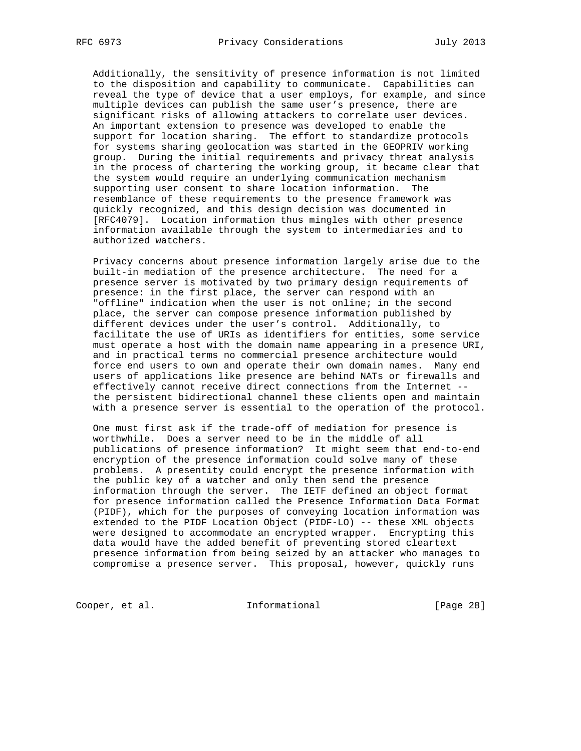Additionally, the sensitivity of presence information is not limited to the disposition and capability to communicate. Capabilities can reveal the type of device that a user employs, for example, and since multiple devices can publish the same user's presence, there are significant risks of allowing attackers to correlate user devices. An important extension to presence was developed to enable the support for location sharing. The effort to standardize protocols for systems sharing geolocation was started in the GEOPRIV working group. During the initial requirements and privacy threat analysis in the process of chartering the working group, it became clear that the system would require an underlying communication mechanism supporting user consent to share location information. The resemblance of these requirements to the presence framework was quickly recognized, and this design decision was documented in [RFC4079]. Location information thus mingles with other presence information available through the system to intermediaries and to authorized watchers.

Privacy concerns about presence information largely arise due to the built-in mediation of the presence architecture. The need for a presence server is motivated by two primary design requirements of presence: in the first place, the server can respond with an "offline" indication when the user is not online; in the second place, the server can compose presence information published by different devices under the user's control. Additionally, to facilitate the use of URIs as identifiers for entities, some service must operate a host with the domain name appearing in a presence URI, and in practical terms no commercial presence architecture would force end users to own and operate their own domain names. Many end users of applications like presence are behind NATs or firewalls and effectively cannot receive direct connections from the Internet -- the persistent bidirectional channel these clients open and maintain with a presence server is essential to the operation of the protocol.

One must first ask if the trade-off of mediation for presence is worthwhile. Does a server need to be in the middle of all publications of presence information? It might seem that end-to-end encryption of the presence information could solve many of these problems. A presentity could encrypt the presence information with the public key of a watcher and only then send the presence information through the server. The IETF defined an object format for presence information called the Presence Information Data Format (PIDF), which for the purposes of conveying location information was extended to the PIDF Location Object (PIDF-LO) -- these XML objects were designed to accommodate an encrypted wrapper. Encrypting this data would have the added benefit of preventing stored cleartext presence information from being seized by an attacker who manages to compromise a presence server. This proposal, however, quickly runs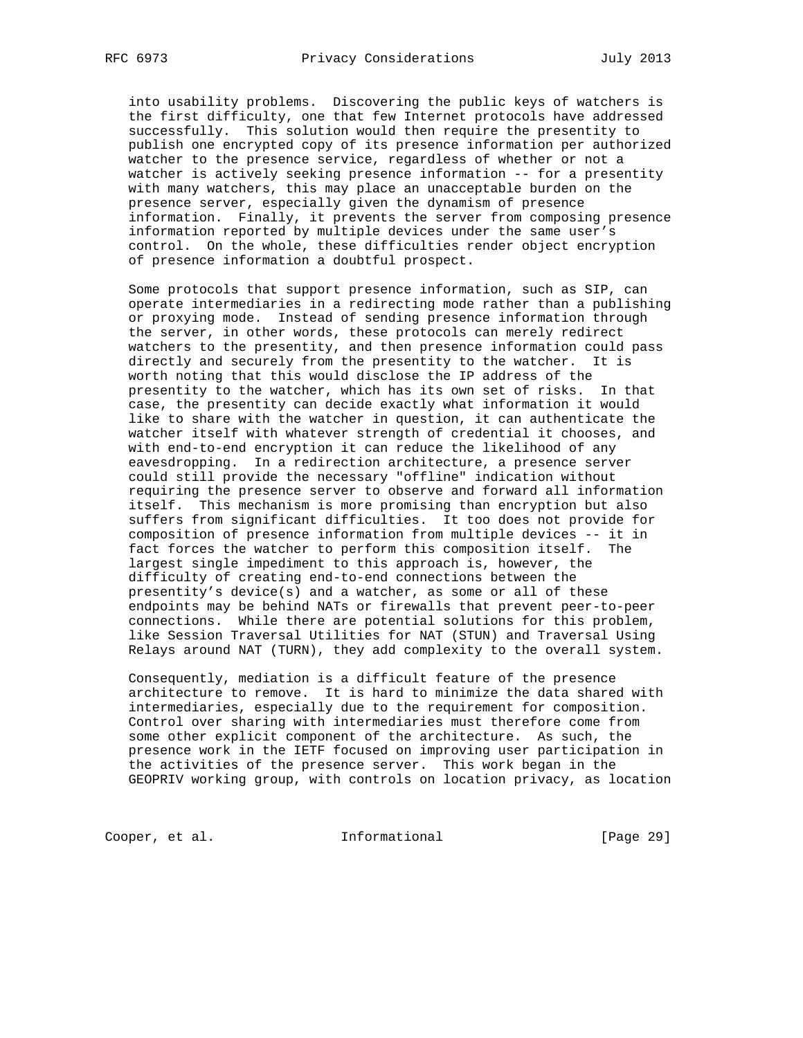into usability problems. Discovering the public keys of watchers is the first difficulty, one that few Internet protocols have addressed successfully. This solution would then require the presentity to publish one encrypted copy of its presence information per authorized watcher to the presence service, regardless of whether or not a watcher is actively seeking presence information -- for a presentity with many watchers, this may place an unacceptable burden on the presence server, especially given the dynamism of presence information. Finally, it prevents the server from composing presence information reported by multiple devices under the same user's control. On the whole, these difficulties render object encryption of presence information a doubtful prospect.

Some protocols that support presence information, such as SIP, can operate intermediaries in a redirecting mode rather than a publishing or proxying mode. Instead of sending presence information through the server, in other words, these protocols can merely redirect watchers to the presentity, and then presence information could pass directly and securely from the presentity to the watcher. It is worth noting that this would disclose the IP address of the presentity to the watcher, which has its own set of risks. In that case, the presentity can decide exactly what information it would like to share with the watcher in question, it can authenticate the watcher itself with whatever strength of credential it chooses, and with end-to-end encryption it can reduce the likelihood of any eavesdropping. In a redirection architecture, a presence server could still provide the necessary "offline" indication without requiring the presence server to observe and forward all information itself. This mechanism is more promising than encryption but also suffers from significant difficulties. It too does not provide for composition of presence information from multiple devices -- it in fact forces the watcher to perform this composition itself. The largest single impediment to this approach is, however, the difficulty of creating end-to-end connections between the presentity's device(s) and a watcher, as some or all of these endpoints may be behind NATs or firewalls that prevent peer-to-peer connections. While there are potential solutions for this problem, like Session Traversal Utilities for NAT (STUN) and Traversal Using Relays around NAT (TURN), they add complexity to the overall system.

Consequently, mediation is a difficult feature of the presence architecture to remove. It is hard to minimize the data shared with intermediaries, especially due to the requirement for composition. Control over sharing with intermediaries must therefore come from some other explicit component of the architecture. As such, the presence work in the IETF focused on improving user participation in the activities of the presence server. This work began in the GEOPRIV working group, with controls on location privacy, as location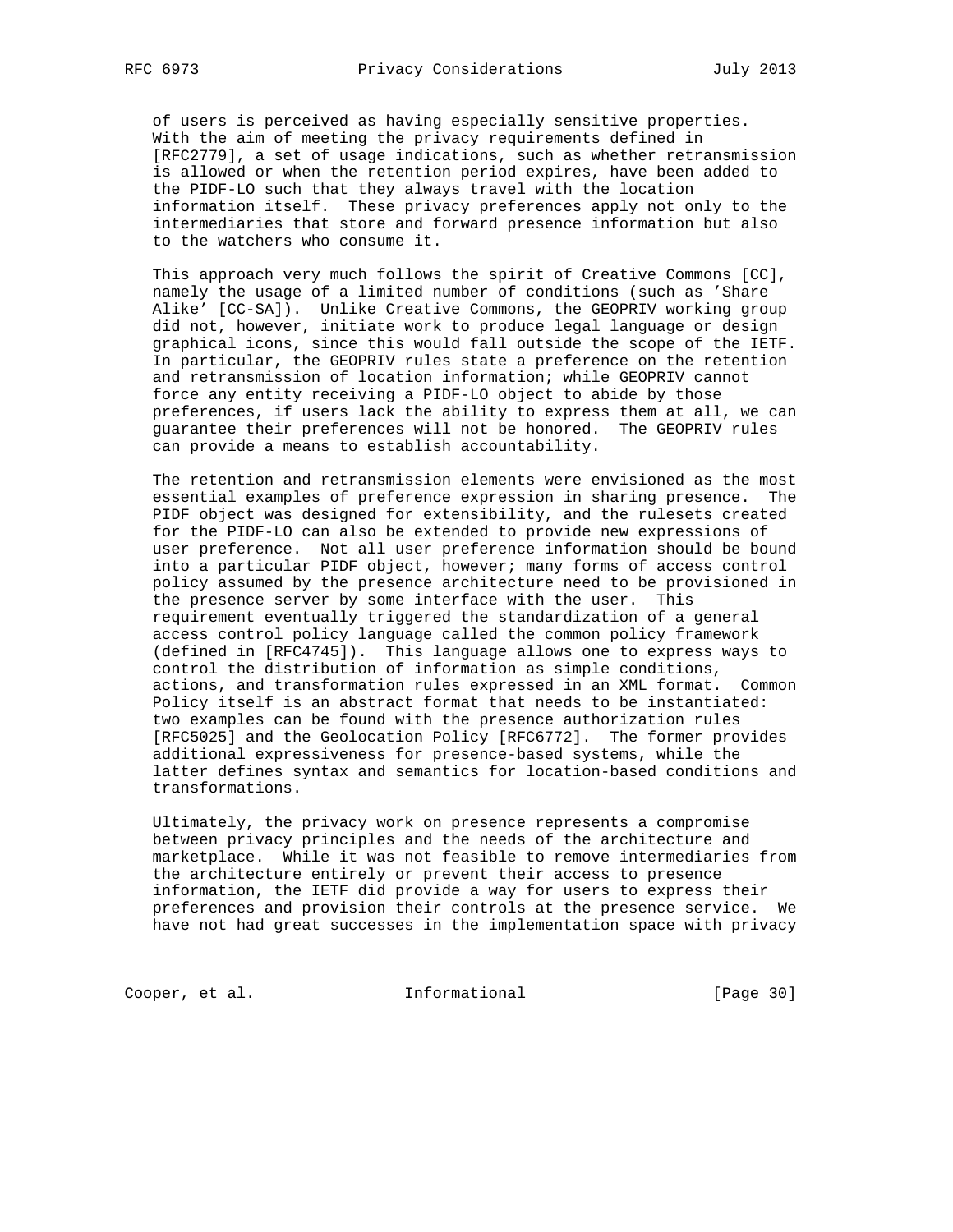of users is perceived as having especially sensitive properties. With the aim of meeting the privacy requirements defined in [RFC2779], a set of usage indications, such as whether retransmission is allowed or when the retention period expires, have been added to the PIDF-LO such that they always travel with the location information itself. These privacy preferences apply not only to the intermediaries that store and forward presence information but also to the watchers who consume it.

This approach very much follows the spirit of Creative Commons [CC], namely the usage of a limited number of conditions (such as 'Share Alike' [CC-SA]). Unlike Creative Commons, the GEOPRIV working group did not, however, initiate work to produce legal language or design graphical icons, since this would fall outside the scope of the IETF. In particular, the GEOPRIV rules state a preference on the retention and retransmission of location information; while GEOPRIV cannot force any entity receiving a PIDF-LO object to abide by those preferences, if users lack the ability to express them at all, we can guarantee their preferences will not be honored. The GEOPRIV rules can provide a means to establish accountability.

The retention and retransmission elements were envisioned as the most essential examples of preference expression in sharing presence. The PIDF object was designed for extensibility, and the rulesets created for the PIDF-LO can also be extended to provide new expressions of user preference. Not all user preference information should be bound into a particular PIDF object, however; many forms of access control policy assumed by the presence architecture need to be provisioned in the presence server by some interface with the user. This requirement eventually triggered the standardization of a general access control policy language called the common policy framework (defined in [RFC4745]). This language allows one to express ways to control the distribution of information as simple conditions, actions, and transformation rules expressed in an XML format. Common Policy itself is an abstract format that needs to be instantiated: two examples can be found with the presence authorization rules [RFC5025] and the Geolocation Policy [RFC6772]. The former provides additional expressiveness for presence-based systems, while the latter defines syntax and semantics for location-based conditions and transformations.

Ultimately, the privacy work on presence represents a compromise between privacy principles and the needs of the architecture and marketplace. While it was not feasible to remove intermediaries from the architecture entirely or prevent their access to presence information, the IETF did provide a way for users to express their preferences and provision their controls at the presence service. We have not had great successes in the implementation space with privacy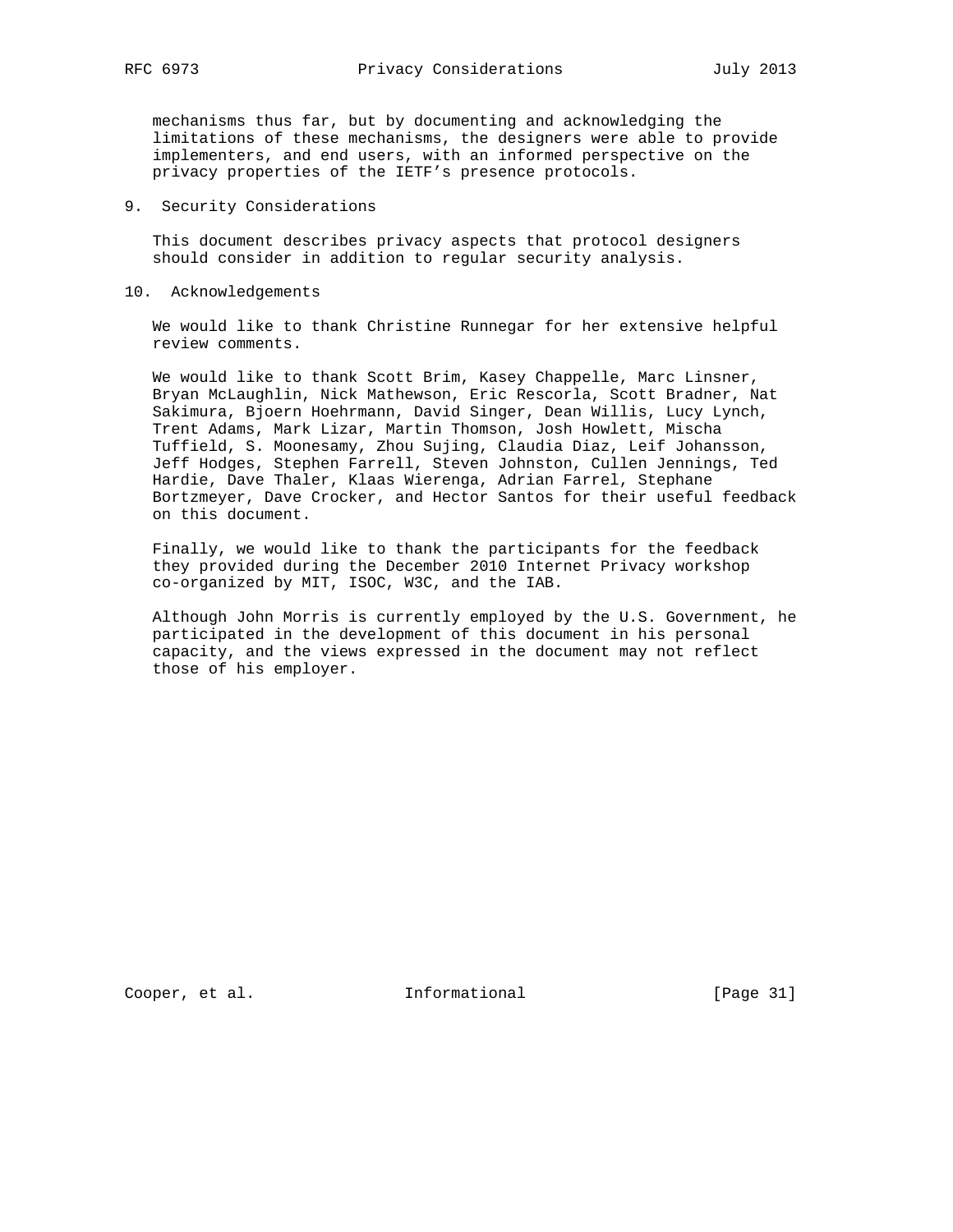mechanisms thus far, but by documenting and acknowledging the limitations of these mechanisms, the designers were able to provide implementers, and end users, with an informed perspective on the privacy properties of the IETF's presence protocols.

## 9. Security Considerations

This document describes privacy aspects that protocol designers should consider in addition to regular security analysis.

## 10. Acknowledgements

We would like to thank Christine Runnegar for her extensive helpful review comments.

We would like to thank Scott Brim, Kasey Chappelle, Marc Linsner, Bryan McLaughlin, Nick Mathewson, Eric Rescorla, Scott Bradner, Nat Sakimura, Bjoern Hoehrmann, David Singer, Dean Willis, Lucy Lynch, Trent Adams, Mark Lizar, Martin Thomson, Josh Howlett, Mischa Tuffield, S. Moonesamy, Zhou Sujing, Claudia Diaz, Leif Johansson, Jeff Hodges, Stephen Farrell, Steven Johnston, Cullen Jennings, Ted Hardie, Dave Thaler, Klaas Wierenga, Adrian Farrel, Stephane Bortzmeyer, Dave Crocker, and Hector Santos for their useful feedback on this document.

Finally, we would like to thank the participants for the feedback they provided during the December 2010 Internet Privacy workshop co-organized by MIT, ISOC, W3C, and the IAB.

Although John Morris is currently employed by the U.S. Government, he participated in the development of this document in his personal capacity, and the views expressed in the document may not reflect those of his employer.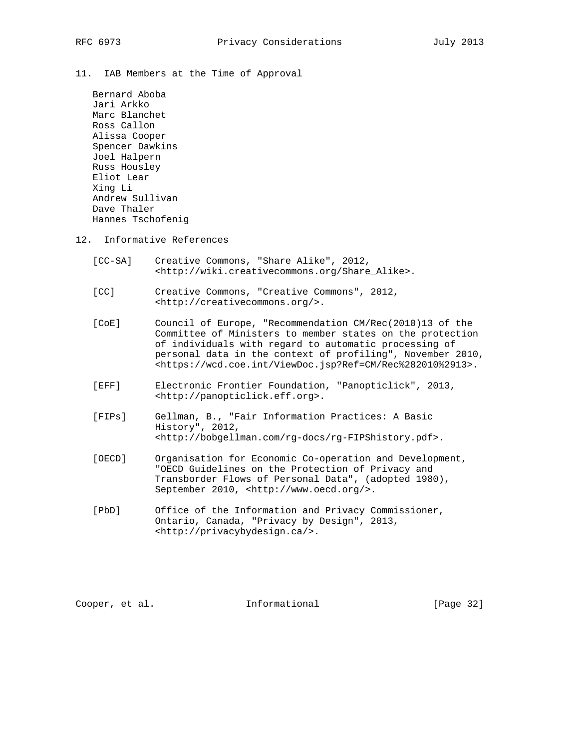## 11. IAB Members at the Time of Approval

Bernard Aboba
Jari Arkko
Marc Blanchet
Ross Callon
Alissa Cooper
Spencer Dawkins
Joel Halpern
Russ Housley
Eliot Lear
Xing Li
Andrew Sullivan
Dave Thaler
Hannes Tschofenig

## 12. Informative References

[CC-SA] Creative Commons, "Share Alike", 2012, <http://wiki.creativecommons.org/Share_Alike>.

[CC] Creative Commons, "Creative Commons", 2012, <http://creativecommons.org/>.

[CoE] Council of Europe, "Recommendation CM/Rec(2010)13 of the Committee of Ministers to member states on the protection of individuals with regard to automatic processing of personal data in the context of profiling", November 2010, <https://wcd.coe.int/ViewDoc.jsp?Ref=CM/Rec%282010%2913>.

[EFF] Electronic Frontier Foundation, "Panopticlick", 2013, <http://panopticlick.eff.org>.

[FIPs] Gellman, B., "Fair Information Practices: A Basic History", 2012, <http://bobgellman.com/rg-docs/rg-FIPShistory.pdf>.

[OECD] Organisation for Economic Co-operation and Development, "OECD Guidelines on the Protection of Privacy and Transborder Flows of Personal Data", (adopted 1980), September 2010, <http://www.oecd.org/>.

[PbD] Office of the Information and Privacy Commissioner, Ontario, Canada, "Privacy by Design", 2013, <http://privacybydesign.ca/>.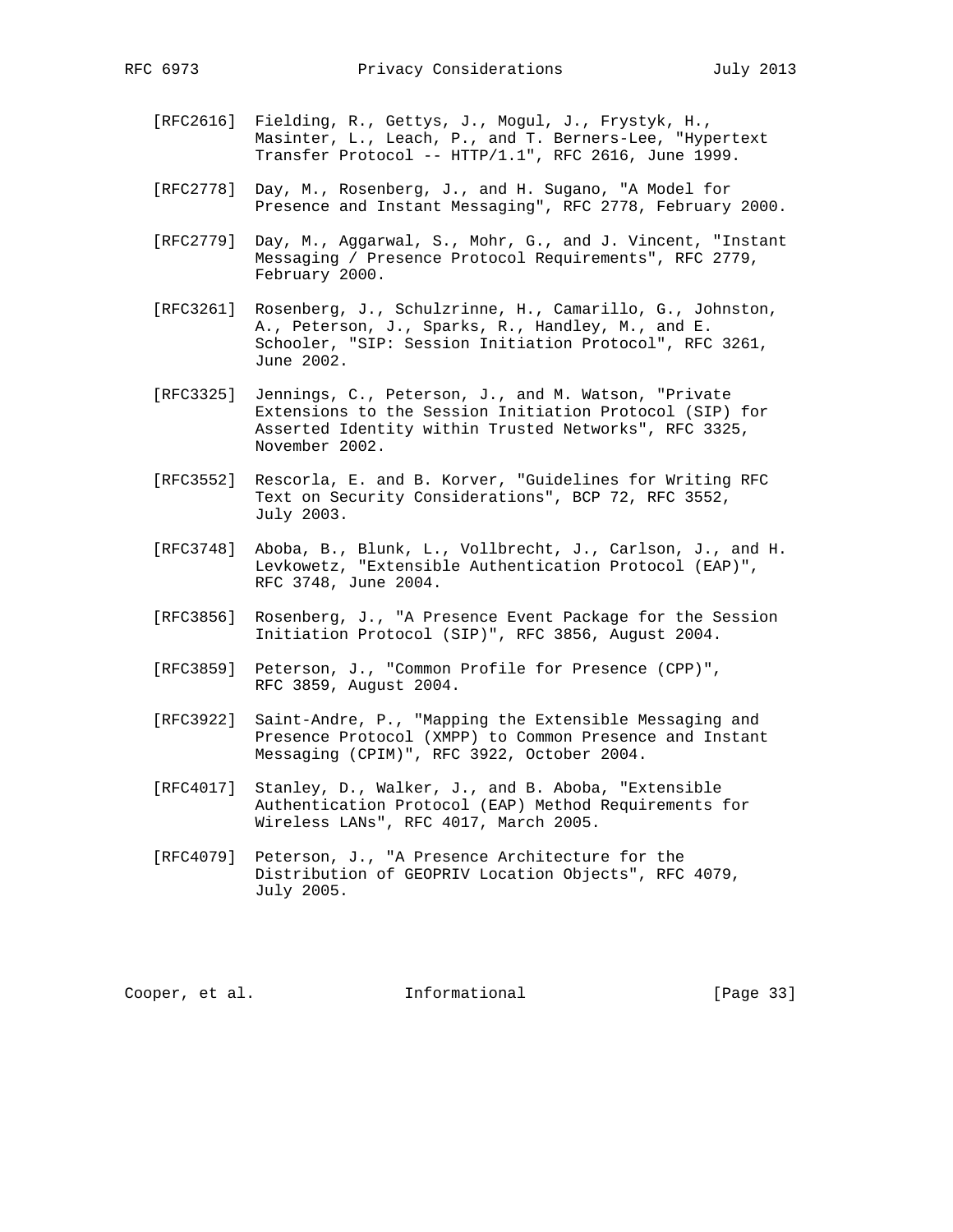[RFC2616] Fielding, R., Gettys, J., Mogul, J., Frystyk, H., Masinter, L., Leach, P., and T. Berners-Lee, "Hypertext Transfer Protocol -- HTTP/1.1", RFC 2616, June 1999.

[RFC2778] Day, M., Rosenberg, J., and H. Sugano, "A Model for Presence and Instant Messaging", RFC 2778, February 2000.

[RFC2779] Day, M., Aggarwal, S., Mohr, G., and J. Vincent, "Instant Messaging / Presence Protocol Requirements", RFC 2779, February 2000.

[RFC3261] Rosenberg, J., Schulzrinne, H., Camarillo, G., Johnston, A., Peterson, J., Sparks, R., Handley, M., and E. Schooler, "SIP: Session Initiation Protocol", RFC 3261, June 2002.

[RFC3325] Jennings, C., Peterson, J., and M. Watson, "Private Extensions to the Session Initiation Protocol (SIP) for Asserted Identity within Trusted Networks", RFC 3325, November 2002.

[RFC3552] Rescorla, E. and B. Korver, "Guidelines for Writing RFC Text on Security Considerations", BCP 72, RFC 3552, July 2003.

[RFC3748] Aboba, B., Blunk, L., Vollbrecht, J., Carlson, J., and H. Levkowetz, "Extensible Authentication Protocol (EAP)", RFC 3748, June 2004.

[RFC3856] Rosenberg, J., "A Presence Event Package for the Session Initiation Protocol (SIP)", RFC 3856, August 2004.

[RFC3859] Peterson, J., "Common Profile for Presence (CPP)", RFC 3859, August 2004.

[RFC3922] Saint-Andre, P., "Mapping the Extensible Messaging and Presence Protocol (XMPP) to Common Presence and Instant Messaging (CPIM)", RFC 3922, October 2004.

[RFC4017] Stanley, D., Walker, J., and B. Aboba, "Extensible Authentication Protocol (EAP) Method Requirements for Wireless LANs", RFC 4017, March 2005.

[RFC4079] Peterson, J., "A Presence Architecture for the Distribution of GEOPRIV Location Objects", RFC 4079, July 2005.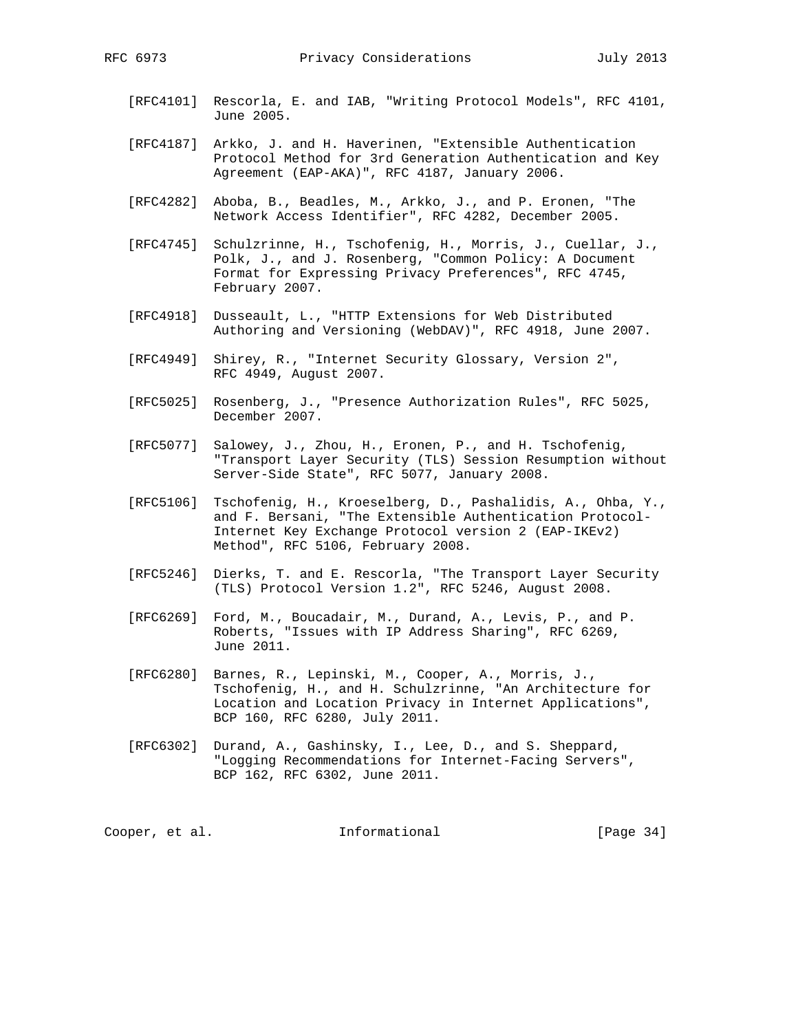[RFC4101] Rescorla, E. and IAB, "Writing Protocol Models", RFC 4101, June 2005.

[RFC4187] Arkko, J. and H. Haverinen, "Extensible Authentication Protocol Method for 3rd Generation Authentication and Key Agreement (EAP-AKA)", RFC 4187, January 2006.

[RFC4282] Aboba, B., Beadles, M., Arkko, J., and P. Eronen, "The Network Access Identifier", RFC 4282, December 2005.

[RFC4745] Schulzrinne, H., Tschofenig, H., Morris, J., Cuellar, J., Polk, J., and J. Rosenberg, "Common Policy: A Document Format for Expressing Privacy Preferences", RFC 4745, February 2007.

[RFC4918] Dusseault, L., "HTTP Extensions for Web Distributed Authoring and Versioning (WebDAV)", RFC 4918, June 2007.

[RFC4949] Shirey, R., "Internet Security Glossary, Version 2", RFC 4949, August 2007.

[RFC5025] Rosenberg, J., "Presence Authorization Rules", RFC 5025, December 2007.

[RFC5077] Salowey, J., Zhou, H., Eronen, P., and H. Tschofenig, "Transport Layer Security (TLS) Session Resumption without Server-Side State", RFC 5077, January 2008.

[RFC5106] Tschofenig, H., Kroeselberg, D., Pashalidis, A., Ohba, Y., and F. Bersani, "The Extensible Authentication Protocol-Internet Key Exchange Protocol version 2 (EAP-IKEv2) Method", RFC 5106, February 2008.

[RFC5246] Dierks, T. and E. Rescorla, "The Transport Layer Security (TLS) Protocol Version 1.2", RFC 5246, August 2008.

[RFC6269] Ford, M., Boucadair, M., Durand, A., Levis, P., and P. Roberts, "Issues with IP Address Sharing", RFC 6269, June 2011.

[RFC6280] Barnes, R., Lepinski, M., Cooper, A., Morris, J., Tschofenig, H., and H. Schulzrinne, "An Architecture for Location and Location Privacy in Internet Applications", BCP 160, RFC 6280, July 2011.

[RFC6302] Durand, A., Gashinsky, I., Lee, D., and S. Sheppard, "Logging Recommendations for Internet-Facing Servers", BCP 162, RFC 6302, June 2011.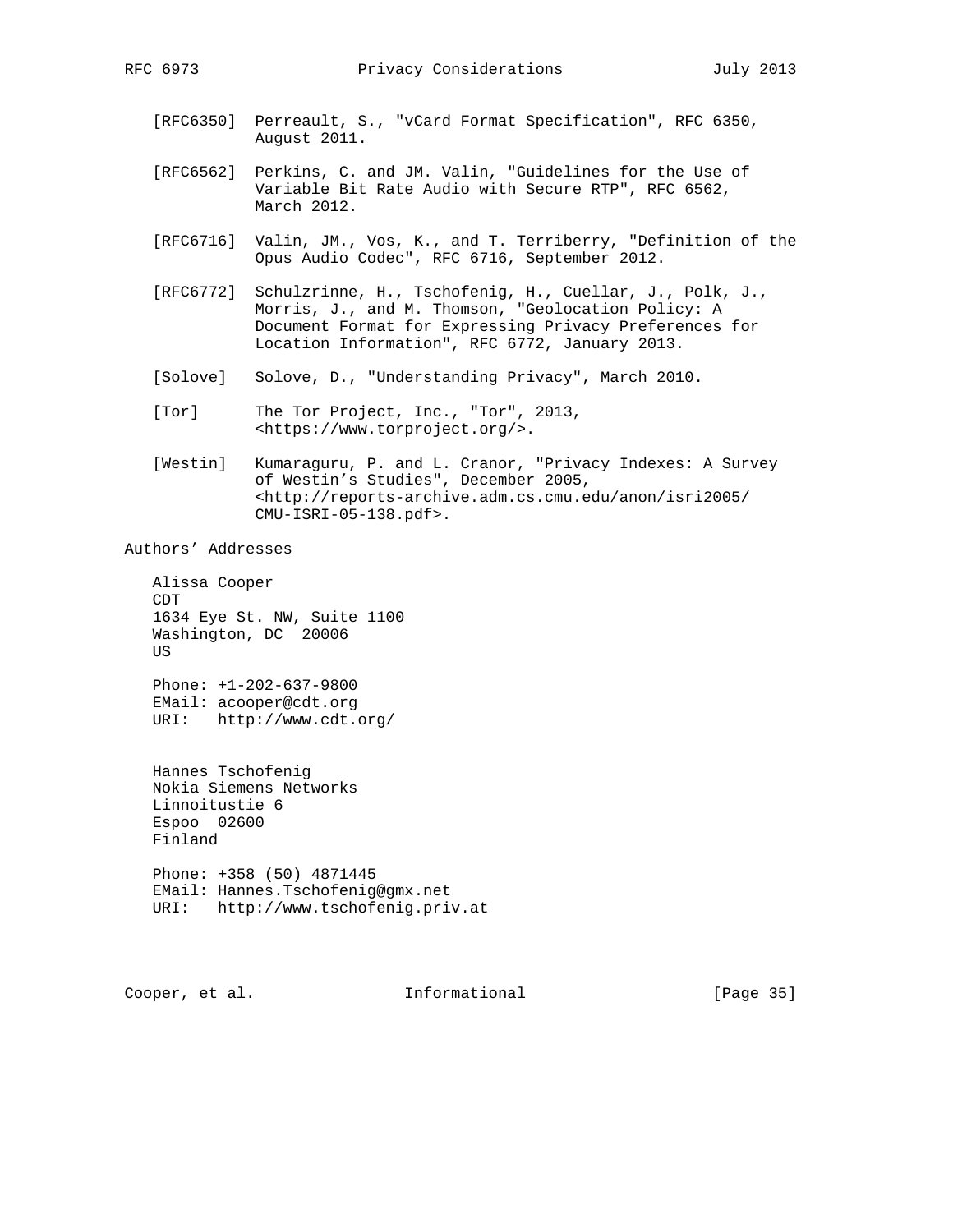[RFC6350] Perreault, S., "vCard Format Specification", RFC 6350, August 2011.

[RFC6562] Perkins, C. and JM. Valin, "Guidelines for the Use of Variable Bit Rate Audio with Secure RTP", RFC 6562, March 2012.

[RFC6716] Valin, JM., Vos, K., and T. Terriberry, "Definition of the Opus Audio Codec", RFC 6716, September 2012.

[RFC6772] Schulzrinne, H., Tschofenig, H., Cuellar, J., Polk, J., Morris, J., and M. Thomson, "Geolocation Policy: A Document Format for Expressing Privacy Preferences for Location Information", RFC 6772, January 2013.

[Solove] Solove, D., "Understanding Privacy", March 2010.

[Tor] The Tor Project, Inc., "Tor", 2013, <https://www.torproject.org/>.

[Westin] Kumaraguru, P. and L. Cranor, "Privacy Indexes: A Survey of Westin's Studies", December 2005, <http://reports-archive.adm.cs.cmu.edu/anon/isri2005/CMU-ISRI-05-138.pdf>.

## Authors' Addresses

Alissa Cooper
CDT
1634 Eye St. NW, Suite 1100
Washington, DC 20006
US

Phone: +1-202-637-9800
EMail: acooper@cdt.org
URI: http://www.cdt.org/

Hannes Tschofenig
Nokia Siemens Networks
Linnoitustie 6
Espoo 02600
Finland

Phone: +358 (50) 4871445
EMail: Hannes.Tschofenig@gmx.net
URI: http://www.tschofenig.priv.at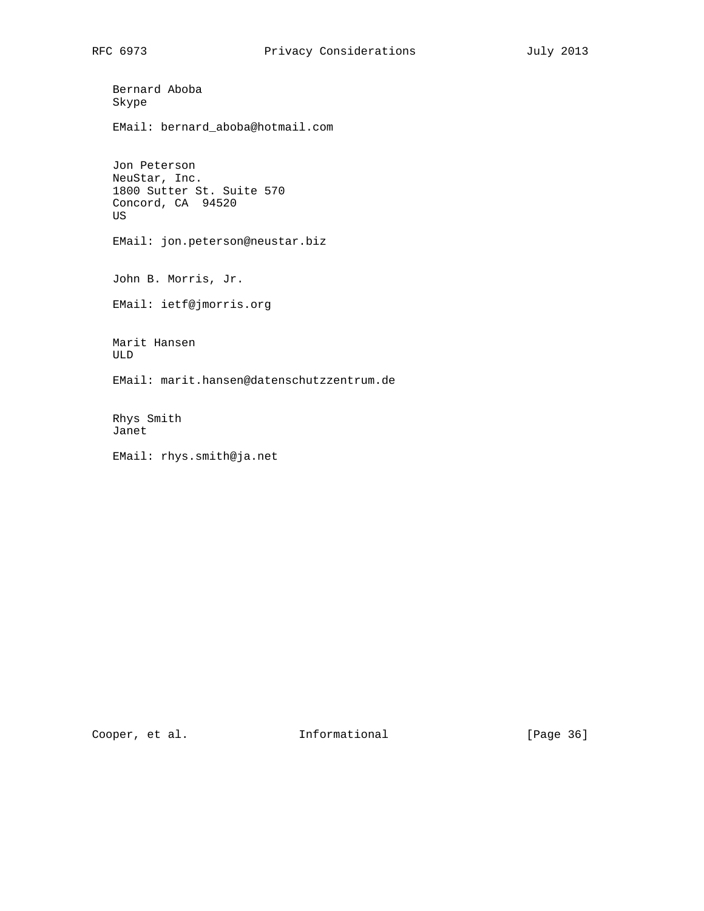Bernard Aboba
Skype

EMail: bernard_aboba@hotmail.com

Jon Peterson
NeuStar, Inc.
1800 Sutter St. Suite 570
Concord, CA  94520
US

EMail: jon.peterson@neustar.biz

John B. Morris, Jr.

EMail: ietf@jmorris.org

Marit Hansen
ULD

EMail: marit.hansen@datenschutzzentrum.de

Rhys Smith
Janet

EMail: rhys.smith@ja.net